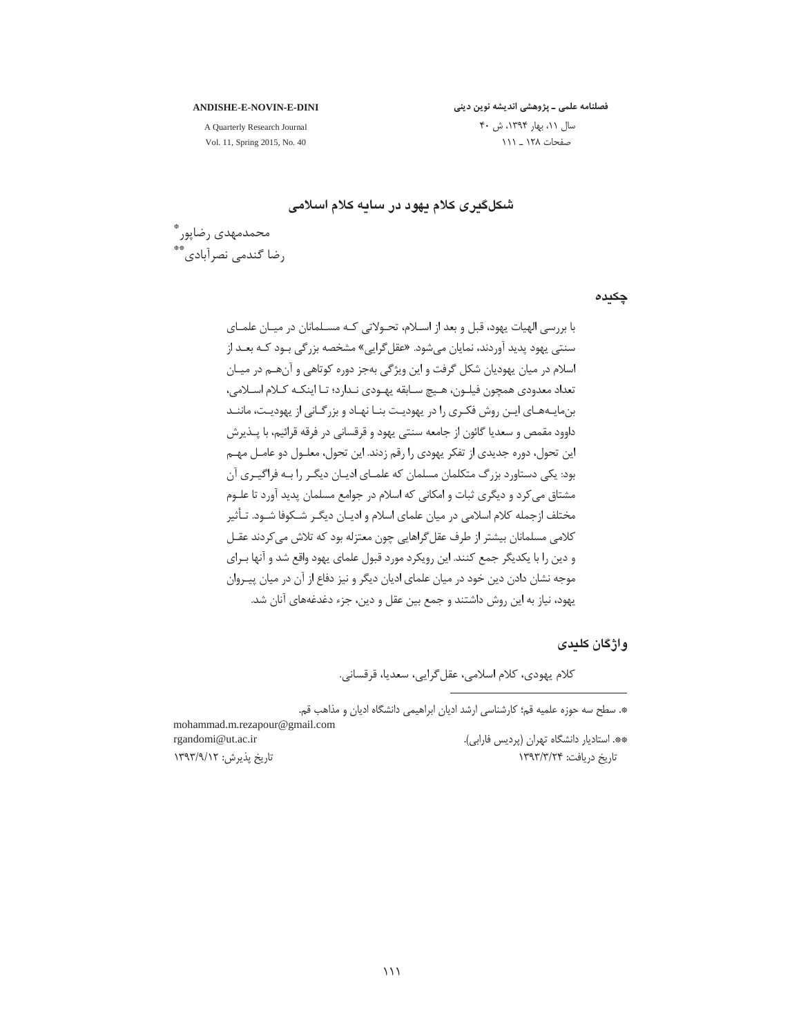# شکل‌گیری کلام یهود در سایه کلام اسلامی

محمدمهدی رضاپور[*]
رضا گندمی نصرآبادی[**]

## چکیده

با بررسی الهیات یهود، قبل و بعد از اسلام، تحولاتی که مسلمانان در میان علمای سنتی یهود پدید آوردند، نمایان می‌شود. «عقل‌گرایی» مشخصه بزرگی بود که بعد از اسلام در میان یهودیان شکل گرفت و این ویژگی به‌جز دوره کوتاهی و آن‌هم در میان تعداد معدودی همچون فیلون، هیچ سابقه یهودی ندارد؛ تا اینکه کلام اسلامی، بن‌مایه‌های این روش فکری را در یهودیت بنا نهاد و بزرگانی از یهودیت، مانند داوود مقمص و سعدیا گائون از جامعه سنتی یهود و قرقسانی در فرقه قرائیم، با پذیرش این تحول، دوره جدیدی از تفکر یهودی را رقم زدند. این تحول، معلول دو عامل مهم بود: یکی دستاورد بزرگ متکلمان مسلمان که علمای ادیان دیگر را به فراگیری آن مشتاق می‌کرد و دیگری ثبات و امکانی که اسلام در جوامع مسلمان پدید آورد تا علوم مختلف ازجمله کلام اسلامی در میان علمای اسلام و ادیان دیگر شکوفا شود. تأثیر کلامی مسلمانان بیشتر از طرف عقل‌گراهایی چون معتزله بود که تلاش می‌کردند عقل و دین را با یکدیگر جمع کنند. این رویکرد مورد قبول علمای یهود واقع شد و آنها برای موجه نشان دادن دین خود در میان علمای ادیان دیگر و نیز دفاع از آن در میان پیروان یهود، نیاز به این روش داشتند و جمع بین عقل و دین، جزء دغدغه‌های آنان شد.

## واژگان کلیدی

کلام یهودی، کلام اسلامی، عقل‌گرایی، سعدیا، قرقسانی.

---

[*]. سطح سه حوزه علمیه قم؛ کارشناسی ارشد ادیان ابراهیمی دانشگاه ادیان و مذاهب قم.
mohammad.m.rezapour@gmail.com

[**]. استادیار دانشگاه تهران (پردیس فارابی).
rgandomi@ut.ac.ir

تاریخ دریافت: ۱۳۹۳/۳/۲۴ — تاریخ پذیرش: ۱۳۹۳/۹/۱۲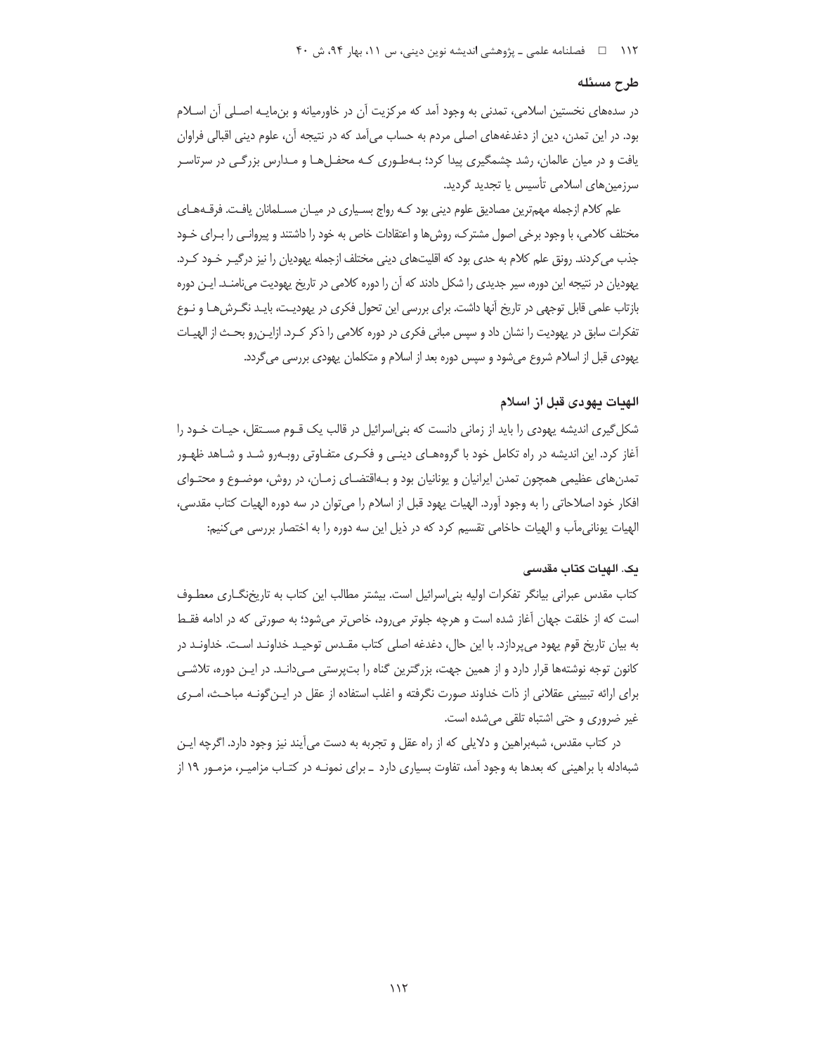## طرح مسئله

در سده‌های نخستین اسلامی، تمدنی به وجود آمد که مرکزیت آن در خاورمیانه و بن‌مایه اصلی آن اسلام بود. در این تمدن، دین از دغدغه‌های اصلی مردم به حساب می‌آمد که در نتیجه آن، علوم دینی اقبالی فراوان یافت و در میان عالمان، رشد چشمگیری پیدا کرد؛ به‌طوری که محفل‌ها و مدارس بزرگی در سرتاسر سرزمین‌های اسلامی تأسیس یا تجدید گردید.

علم کلام ازجمله مهم‌ترین مصادیق علوم دینی بود که رواج بسیاری در میان مسلمانان یافت. فرقه‌های مختلف کلامی، با وجود برخی اصول مشترک، روش‌ها و اعتقادات خاص به خود را داشتند و پیروانی را برای خود جذب می‌کردند. رونق علم کلام به حدی بود که اقلیت‌های دینی مختلف ازجمله یهودیان را نیز درگیر خود کرد. یهودیان در نتیجه این دوره، سیر جدیدی را شکل دادند که آن را دوره کلامی در تاریخ یهودیت می‌نامند. این دوره بازتاب علمی قابل توجهی در تاریخ آنها داشت. برای بررسی این تحول فکری در یهودیت، باید نگرش‌ها و نوع تفکرات سابق در یهودیت را نشان داد و سپس مبانی فکری در دوره کلامی را ذکر کرد. ازاین‌رو بحث از الهیات یهودی قبل از اسلام شروع می‌شود و سپس دوره بعد از اسلام و متکلمان یهودی بررسی می‌گردد.

## الهیات یهودی قبل از اسلام

شکل‌گیری اندیشه یهودی را باید از زمانی دانست که بنی‌اسرائیل در قالب یک قوم مستقل، حیات خود را آغاز کرد. این اندیشه در راه تکامل خود با گروه‌های دینی و فکری متفاوتی روبه‌رو شد و شاهد ظهور تمدن‌های عظیمی همچون تمدن ایرانیان و یونانیان بود و به‌اقتضای زمان، در روش، موضوع و محتوای افکار خود اصلاحاتی را به وجود آورد. الهیات یهود قبل از اسلام را می‌توان در سه دوره الهیات کتاب مقدسی، الهیات یونانی‌مآب و الهیات حاخامی تقسیم کرد که در ذیل این سه دوره را به اختصار بررسی می‌کنیم:

### یک. الهیات کتاب مقدسی

کتاب مقدس عبرانی بیانگر تفکرات اولیه بنی‌اسرائیل است. بیشتر مطالب این کتاب به تاریخ‌نگاری معطوف است که از خلقت جهان آغاز شده است و هرچه جلوتر می‌رود، خاص‌تر می‌شود؛ به صورتی که در ادامه فقط به بیان تاریخ قوم یهود می‌پردازد. با این حال، دغدغه اصلی کتاب مقدس توحید خداوند است. خداوند در کانون توجه نوشته‌ها قرار دارد و از همین جهت، بزرگترین گناه را بت‌پرستی می‌دانند. در این دوره، تلاشی برای ارائه تبیینی عقلانی از ذات خداوند صورت نگرفته و اغلب استفاده از عقل در این‌گونه مباحث، امری غیر ضروری و حتی اشتباه تلقی می‌شده است.

در کتاب مقدس، شبه‌براهین و دلایلی که از راه عقل و تجربه به دست می‌آیند نیز وجود دارد. اگرچه این شبه‌ادله با براهینی که بعدها به وجود آمد، تفاوت بسیاری دارد ـ برای نمونه در کتاب مزامیر، مزمور ۱۹ از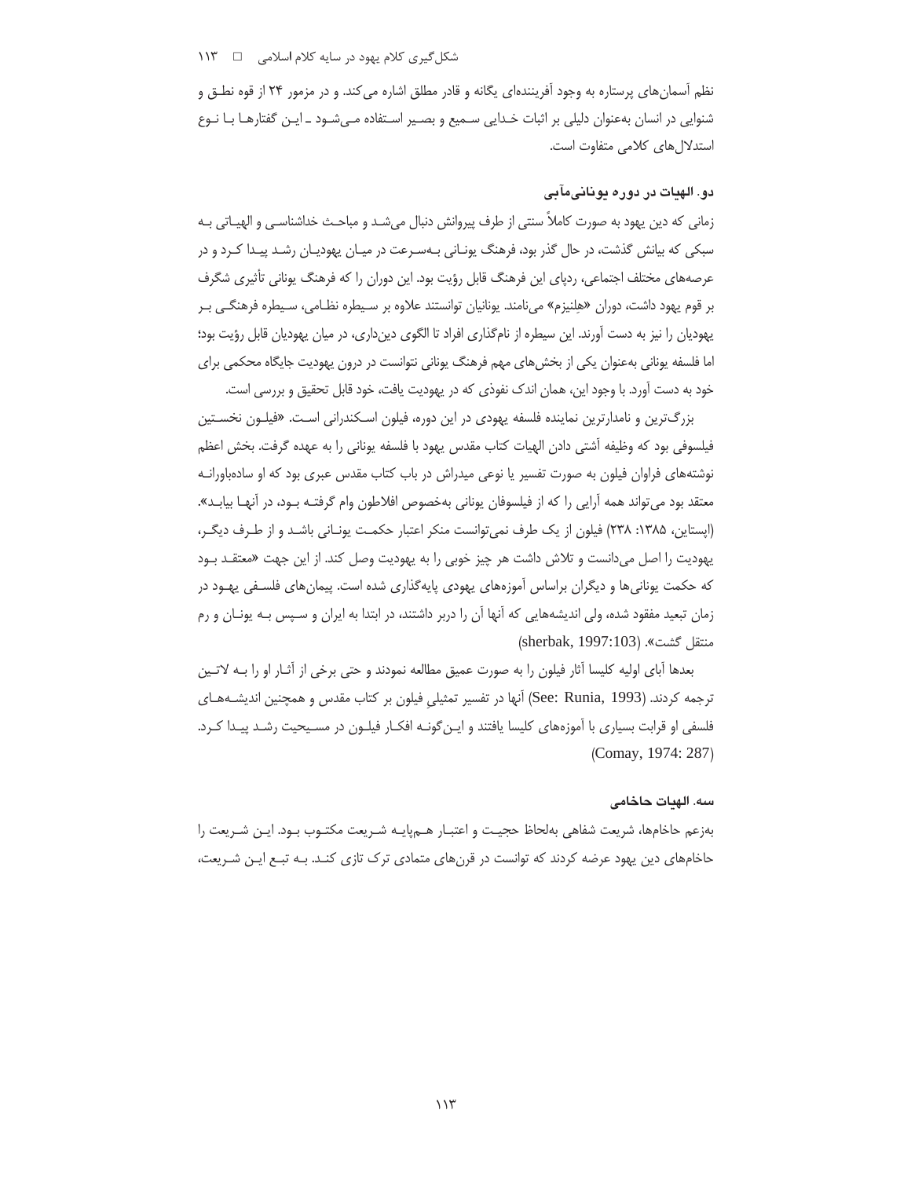نظم آسمان‌های پرستاره به وجود آفریننده‌ای یگانه و قادر مطلق اشاره می‌کند. و در مزمور ۲۴ از قوه نطـق و شنوایی در انسان به‌عنوان دلیلی بر اثبات خـدایی سـمیع و بصـیر اسـتفاده مـی‌شـود ـ ایـن گفتارهـا بـا نـوع استدلال‌های کلامی متفاوت است.

### دو. الهیات در دوره یونانی‌مآبی

زمانی که دین یهود به صورت کاملاً سنتی از طرف پیروانش دنبال می‌شـد و مباحـث خداشناسـی و الهیـاتی بـه سبکی که بیانش گذشت، در حال گذر بود، فرهنگ یونـانی بـه‌سـرعت در میـان یهودیـان رشـد پیـدا کـرد و در عرصه‌های مختلف اجتماعی، ردپای این فرهنگ قابل رؤیت بود. این دوران را که فرهنگ یونانی تأثیری شگرف بر قوم یهود داشت، دوران «هِلنیزم» می‌نامند. یونانیان توانستند علاوه بر سـیطره نظـامی، سـیطره فرهنگـی بـر یهودیان را نیز به دست آورند. این سیطره از نام‌گذاری افراد تا الگوی دین‌داری، در میان یهودیان قابل رؤیت بود؛ اما فلسفه یونانی به‌عنوان یکی از بخش‌های مهم فرهنگ یونانی نتوانست در درون یهودیت جایگاه محکمی برای خود به دست آورد. با وجود این، همان اندک نفوذی که در یهودیت یافت، خود قابل تحقیق و بررسی است.

بزرگ‌ترین و نامدارترین نماینده فلسفه یهودی در این دوره، فیلون اسـکندرانی اسـت. «فیلـون نخسـتین فیلسوفی بود که وظیفه آشتی دادن الهیات کتاب مقدس یهود با فلسفه یونانی را به عهده گرفت. بخش اعظم نوشته‌های فراوان فیلون به صورت تفسیر یا نوعی میدراش در باب کتاب مقدس عبری بود که او ساده‌باورانـه معتقد بود می‌تواند همه آرایی را که از فیلسوفان یونانی به‌خصوص افلاطون وام گرفتـه بـود، در آنهـا بیابـد». (اپستاین، ۱۳۸۵: ۲۳۸) فیلون از یک طرف نمی‌توانست منکر اعتبار حکمـت یونـانی باشـد و از طـرف دیگـر، یهودیت را اصل می‌دانست و تلاش داشت هر چیز خوبی را به یهودیت وصل کند. از این جهت «معتقـد بـود که حکمت یونانی‌ها و دیگران براساس آموزه‌های یهودی پایه‌گذاری شده است. پیمان‌های فلسـفی یهـود در زمان تبعید مفقود شده، ولی اندیشه‌هایی که آنها آن را دربر داشتند، در ابتدا به ایران و سـپس بـه یونـان و رم منتقل گشت». (sherbak, 1997:103)

بعدها آبای اولیه کلیسا آثار فیلون را به صورت عمیق مطالعه نمودند و حتی برخی از آثـار او را بـه لاتـین ترجمه کردند. (See: Runia, 1993) آنها در تفسیر تمثیلیِ فیلون بر کتاب مقدس و همچنین اندیشـه‌هـای فلسفی او قرابت بسیاری با آموزه‌های کلیسا یافتند و ایـن‌گونـه افکـار فیلـون در مسـیحیت رشـد پیـدا کـرد. (Comay, 1974: 287)

### سه. الهیات حاخامی

به‌زعم حاخام‌ها، شریعت شفاهی به‌لحاظ حجیـت و اعتبـار هـم‌پایـه شـریعت مکتـوب بـود. ایـن شـریعت را حاخام‌های دین یهود عرضه کردند که توانست در قرن‌های متمادی ترک تازی کنـد. بـه تبـع ایـن شـریعت،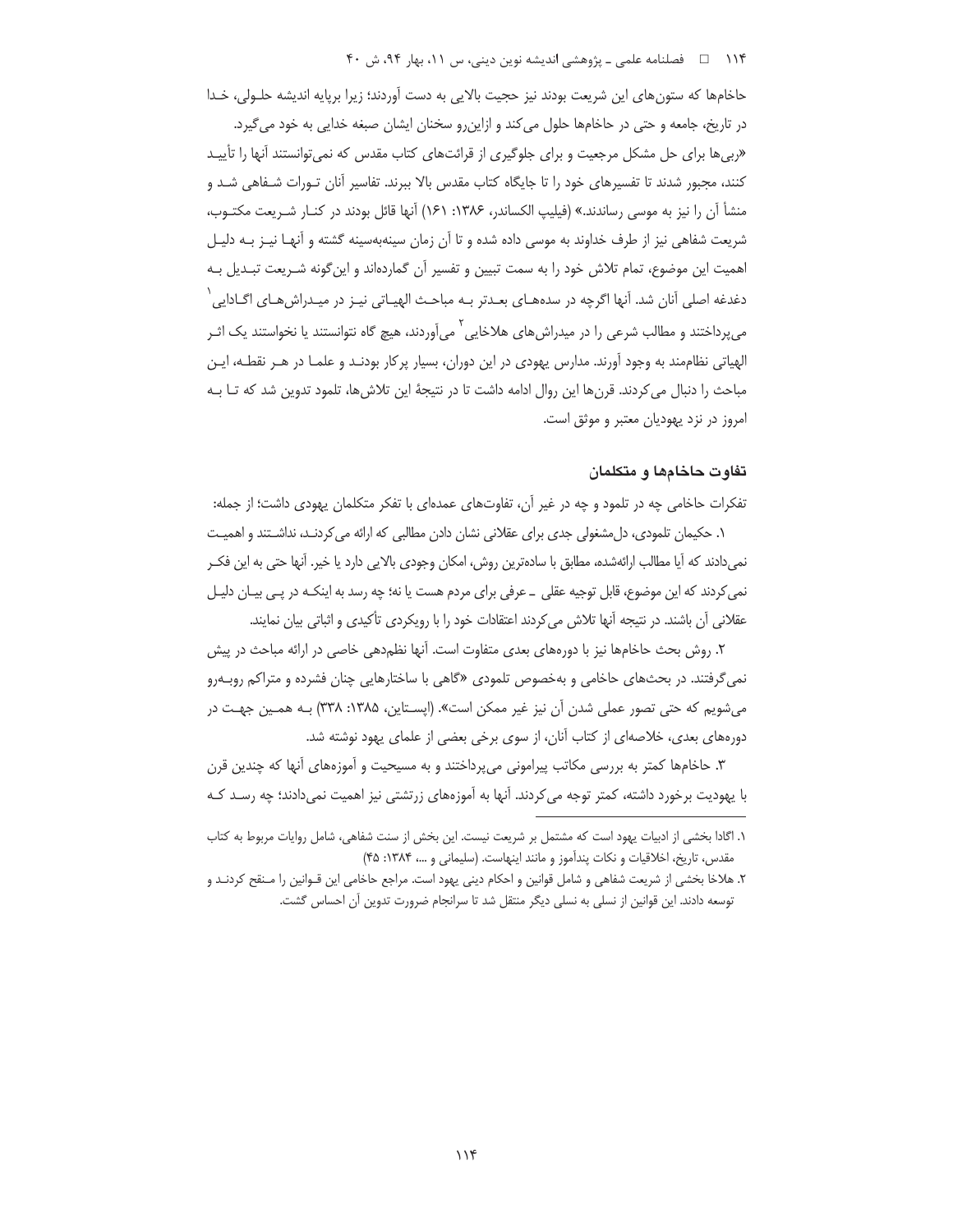حاخام‌ها که ستون‌های این شریعت بودند نیز حجیت بالایی به دست آوردند؛ زیرا برپایه اندیشه حلولی، خدا در تاریخ، جامعه و حتی در حاخام‌ها حلول می‌کند و ازاین‌رو سخنان ایشان صبغه خدایی به خود می‌گیرد.

«ربی‌ها برای حل مشکل مرجعیت و برای جلوگیری از قرائت‌های کتاب مقدس که نمی‌توانستند آنها را تأیید کنند، مجبور شدند تا تفسیرهای خود را تا جایگاه کتاب مقدس بالا ببرند. تفاسیر آنان تورات شفاهی شد و منشأ آن را نیز به موسی رساندند.» (فیلیپ الکساندر، ۱۳۸۶: ۱۶۱) آنها قائل بودند در کنار شریعت مکتوب، شریعت شفاهی نیز از طرف خداوند به موسی داده شده و تا آن زمان سینه‌به‌سینه گشته و آنها نیز به دلیل اهمیت این موضوع، تمام تلاش خود را به سمت تبیین و تفسیر آن گمارده‌اند و این‌گونه شریعت تبدیل به دغدغه اصلی آنان شد. آنها اگرچه در سده‌های بعدتر به مباحث الهیاتی نیز در میدراش‌های اگادایی[1] می‌پرداختند و مطالب شرعی را در میدراش‌های هلاخایی[2] می‌آوردند، هیچ گاه نتوانستند یا نخواستند یک اثر الهیاتی نظام‌مند به وجود آورند. مدارس یهودی در این دوران، بسیار پرکار بودند و علما در هر نقطه، این مباحث را دنبال می‌کردند. قرن‌ها این روال ادامه داشت تا در نتیجهٔ این تلاش‌ها، تلمود تدوین شد که تا به امروز در نزد یهودیان معتبر و موثق است.

### تفاوت حاخام‌ها و متکلمان

تفکرات حاخامی چه در تلمود و چه در غیر آن، تفاوت‌های عمده‌ای با تفکر متکلمان یهودی داشت؛ از جمله:

۱. حکیمان تلمودی، دل‌مشغولی جدی برای عقلانی نشان دادن مطالبی که ارائه می‌کردند، نداشتند و اهمیت نمی‌دادند که آیا مطالب ارائه‌شده، مطابق با ساده‌ترین روش، امکان وجودی بالایی دارد یا خیر. آنها حتی به این فکر نمی‌کردند که این موضوع، قابل توجیه عقلی ـ عرفی برای مردم هست یا نه؛ چه رسد به اینکه در پی بیان دلیل عقلانی آن باشند. در نتیجه آنها تلاش می‌کردند اعتقادات خود را با رویکردی تأکیدی و اثباتی بیان نمایند.

۲. روش بحث حاخام‌ها نیز با دوره‌های بعدی متفاوت است. آنها نظم‌دهی خاصی در ارائه مباحث در پیش نمی‌گرفتند. در بحث‌های حاخامی و به‌خصوص تلمودی «گاهی با ساختارهایی چنان فشرده و متراکم روبه‌رو می‌شویم که حتی تصور عملی شدن آن نیز غیر ممکن است». (اپستاین، ۱۳۸۵: ۳۳۸) به همین جهت در دوره‌های بعدی، خلاصه‌ای از کتاب آنان، از سوی برخی بعضی از علمای یهود نوشته شد.

۳. حاخام‌ها کمتر به بررسی مکاتب پیرامونی می‌پرداختند و به مسیحیت و آموزه‌های آنها که چندین قرن با یهودیت برخورد داشته، کمتر توجه می‌کردند. آنها به آموزه‌های زرتشتی نیز اهمیت نمی‌دادند؛ چه رسد که

---

۱. اگادا بخشی از ادبیات یهود است که مشتمل بر شریعت نیست. این بخش از سنت شفاهی، شامل روایات مربوط به کتاب مقدس، تاریخ، اخلاقیات و نکات پندآموز و مانند اینهاست. (سلیمانی و ...، ۱۳۸۴: ۴۵)

۲. هلاخا بخشی از شریعت شفاهی و شامل قوانین و احکام دینی یهود است. مراجع حاخامی این قوانین را منقح کردند و توسعه دادند. این قوانین از نسلی به نسلی دیگر منتقل شد تا سرانجام ضرورت تدوین آن احساس گشت.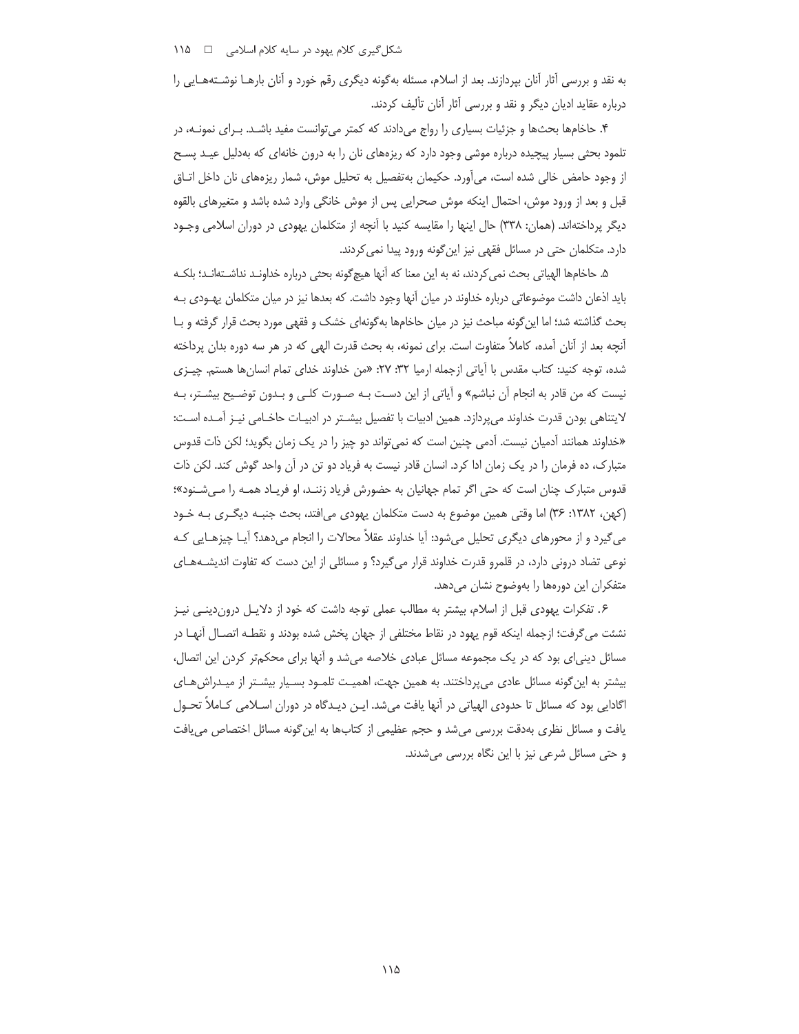به نقد و بررسی آثار آنان بپردازند. بعد از اسلام، مسئله به‌گونه دیگری رقم خورد و آنان بارهــا نوشــته‌هـایی را درباره عقاید ادیان دیگر و نقد و بررسی آثار آنان تألیف کردند.

۴. حاخام‌ها بحث‌ها و جزئیات بسیاری را رواج می‌دادند که کمتر می‌توانست مفید باشـد. بـرای نمونـه، در تلمود بحثی بسیار پیچیده درباره موشی وجود دارد که ریزه‌های نان را به درون خانه‌ای که به‌دلیل عیـد پسـح از وجود حامض خالی شده است، می‌آورد. حکیمان به‌تفصیل به تحلیل موش، شمار ریزه‌های نان داخل اتـاق قبل و بعد از ورود موش، احتمال اینکه موش صحرایی پس از موش خانگی وارد شده باشد و متغیرهای بالقوه دیگر پرداخته‌اند. (همان: ۳۳۸) حال اینها را مقایسه کنید با آنچه از متکلمان یهودی در دوران اسلامی وجـود دارد. متکلمان حتی در مسائل فقهی نیز این‌گونه ورود پیدا نمی‌کردند.

۵. حاخام‌ها الهیاتی بحث نمی‌کردند، نه به این معنا که آنها هیچ‌گونه بحثی درباره خداونـد نداشـته‌انـد؛ بلکـه باید اذعان داشت موضوعاتی درباره خداوند در میان آنها وجود داشت. که بعدها نیز در میان متکلمان یهـودی بـه بحث گذاشته شد؛ اما این‌گونه مباحث نیز در میان حاخام‌ها به‌گونه‌ای خشک و فقهی مورد بحث قرار گرفته و بـا آنچه بعد از آنان آمده، کاملاً متفاوت است. برای نمونه، به بحث قدرت الهی که در هر سه دوره بدان پرداخته شده، توجه کنید: کتاب مقدس با آیاتی ازجمله ارمیا ۳۲: ۲۷: «من خداوند خدای تمام انسان‌ها هستم. چیـزی نیست که من قادر به انجام آن نباشم» و آیاتی از این دسـت بـه صـورت کلـی و بـدون توضـیح بیشـتر، بـه لایتناهی بودن قدرت خداوند می‌پردازد. همین ادبیات با تفصیل بیشـتر در ادبیـات حاخـامی نیـز آمـده اسـت: «خداوند همانند آدمیان نیست. آدمی چنین است که نمی‌تواند دو چیز را در یک زمان بگوید؛ لکن ذات قدوس متبارک، ده فرمان را در یک زمان ادا کرد. انسان قادر نیست به فریاد دو تن در آن واحد گوش کند. لکن ذات قدوس متبارک چنان است که حتی اگر تمام جهانیان به حضورش فریاد زننـد، او فریـاد همـه را مـی‌شـنود»؛ (کهن، ۱۳۸۲: ۳۶) اما وقتی همین موضوع به دست متکلمان یهودی می‌افتد، بحث جنبـه دیگـری بـه خـود می‌گیرد و از محورهای دیگری تحلیل می‌شود: آیا خداوند عقلاً محالات را انجام می‌دهد؟ آیـا چیزهـایی کـه نوعی تضاد درونی دارد، در قلمرو قدرت خداوند قرار می‌گیرد؟ و مسائلی از این دست که تفاوت اندیشـه‌هـای متفکران این دوره‌ها را به‌وضوح نشان می‌دهد.

۶. تفکرات یهودی قبل از اسلام، بیشتر به مطالب عملی توجه داشت که خود از دلایـل درون‌دینـی نیـز نشئت می‌گرفت؛ ازجمله اینکه قوم یهود در نقاط مختلفی از جهان پخش شده بودند و نقطـه اتصـال آنهـا در مسائل دینی‌ای بود که در یک مجموعه مسائل عبادی خلاصه می‌شد و آنها برای محکم‌تر کردن این اتصال، بیشتر به این‌گونه مسائل عادی می‌پرداختند. به همین جهت، اهمیـت تلمـود بسـیار بیشـتر از میـدراش‌هـای اگادایی بود که مسائل تا حدودی الهیاتی در آنها یافت می‌شد. ایـن دیـدگاه در دوران اسـلامی کـاملاً تحـول یافت و مسائل نظری به‌دقت بررسی می‌شد و حجم عظیمی از کتاب‌ها به این‌گونه مسائل اختصاص می‌یافت و حتی مسائل شرعی نیز با این نگاه بررسی می‌شدند.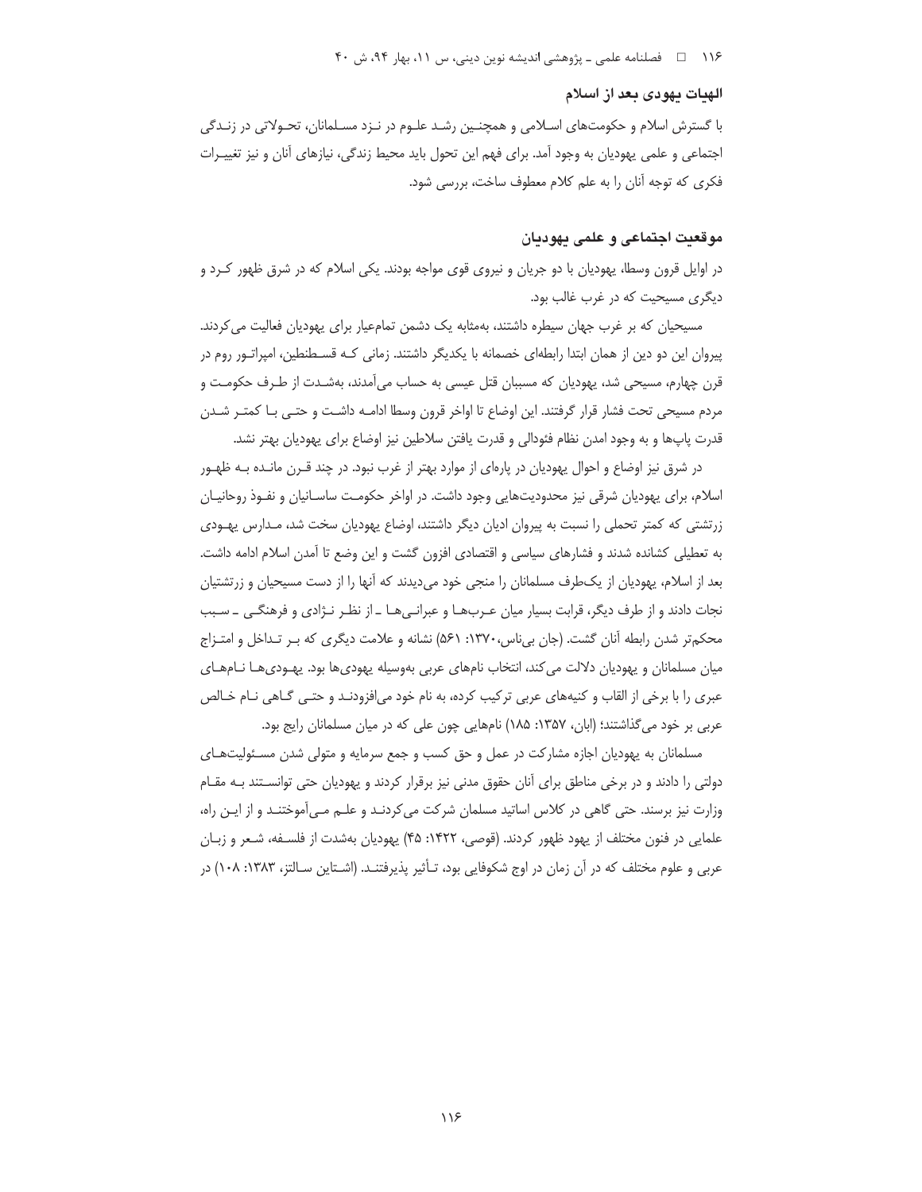## الهیات یهودی بعد از اسلام

با گسترش اسلام و حکومت‌های اسلامی و همچنین رشد علوم در نزد مسلمانان، تحولاتی در زندگی اجتماعی و علمی یهودیان به وجود آمد. برای فهم این تحول باید محیط زندگی، نیازهای آنان و نیز تغییرات فکری که توجه آنان را به علم کلام معطوف ساخت، بررسی شود.

### موقعیت اجتماعی و علمی یهودیان

در اوایل قرون وسطا، یهودیان با دو جریان و نیروی قوی مواجه بودند. یکی اسلام که در شرق ظهور کرد و دیگری مسیحیت که در غرب غالب بود.

مسیحیان که بر غرب جهان سیطره داشتند، به‌مثابه یک دشمن تمام‌عیار برای یهودیان فعالیت می‌کردند. پیروان این دو دین از همان ابتدا رابطه‌ای خصمانه با یکدیگر داشتند. زمانی که قسطنطین، امپراتور روم در قرن چهارم، مسیحی شد، یهودیان که مسببان قتل عیسی به حساب می‌آمدند، به‌شدت از طرف حکومت و مردم مسیحی تحت فشار قرار گرفتند. این اوضاع تا اواخر قرون وسطا ادامه داشت و حتی با کمتر شدن قدرت پاپ‌ها و به وجود امدن نظام فئودالی و قدرت یافتن سلاطین نیز اوضاع برای یهودیان بهتر نشد.

در شرق نیز اوضاع و احوال یهودیان در پاره‌ای از موارد بهتر از غرب نبود. در چند قرن مانده به ظهور اسلام، برای یهودیان شرقی نیز محدودیت‌هایی وجود داشت. در اواخر حکومت ساسانیان و نفوذ روحانیان زرتشتی که کمتر تحملی را نسبت به پیروان ادیان دیگر داشتند، اوضاع یهودیان سخت شد، مدارس یهودی به تعطیلی کشانده شدند و فشارهای سیاسی و اقتصادی افزون گشت و این وضع تا آمدن اسلام ادامه داشت. بعد از اسلام، یهودیان از یک‌طرف مسلمانان را منجی خود می‌دیدند که آنها را از دست مسیحیان و زرتشتیان نجات دادند و از طرف دیگر، قرابت بسیار میان عرب‌ها و عبرانی‌ها ـ از نظر نژادی و فرهنگی ـ سبب محکم‌تر شدن رابطه آنان گشت. (جان بی‌ناس، ۱۳۷۰: ۵۶۱) نشانه و علامت دیگری که بر تداخل و امتزاج میان مسلمانان و یهودیان دلالت می‌کند، انتخاب نام‌های عربی به‌وسیله یهودی‌ها بود. یهودی‌ها نام‌های عبری را با برخی از القاب و کنیه‌های عربی ترکیب کرده، به نام خود می‌افزودند و حتی گاهی نام خالص عربی بر خود می‌گذاشتند؛ (ابان، ۱۳۵۷: ۱۸۵) نام‌هایی چون علی که در میان مسلمانان رایج بود.

مسلمانان به یهودیان اجازه مشارکت در عمل و حق کسب و جمع سرمایه و متولی شدن مسئولیت‌های دولتی را دادند و در برخی مناطق برای آنان حقوق مدنی نیز برقرار کردند و یهودیان حتی توانستند به مقام وزارت نیز برسند. حتی گاهی در کلاس اساتید مسلمان شرکت می‌کردند و علم می‌آموختند و از این راه، علمایی در فنون مختلف از یهود ظهور کردند. (قوصی، ۱۴۲۲: ۴۵) یهودیان به‌شدت از فلسفه، شعر و زبان عربی و علوم مختلف که در آن زمان در اوج شکوفایی بود، تأثیر پذیرفتند. (اشتاین سالتز، ۱۳۸۳: ۱۰۸) در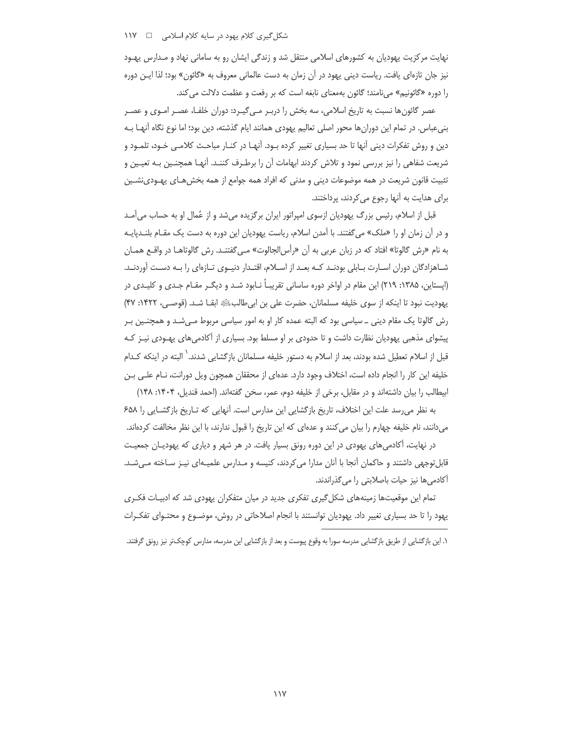نهایت مرکزیت یهودیان به کشورهای اسلامی منتقل شد و زندگی ایشان رو به سامانی نهاد و مدارس یهود نیز جان تازه‌ای یافت. ریاست دینی یهود در آن زمان به دست عالمانی معروف به «گائون» بود؛ لذا این دوره را دوره «گائونیم» می‌نامند؛ گائون به‌معنای نابغه است که بر رفعت و عظمت دلالت می‌کند.

عصر گائون‌ها نسبت به تاریخ اسلامی، سه بخش را دربر می‌گیرد: دوران خلفا، عصر اموی و عصر بنی‌عباس. در تمام این دوران‌ها محور اصلی تعالیم یهودی همانند ایام گذشته، دین بود؛ اما نوع نگاه آنها به دین و روش تفکرات دینی آنها تا حد بسیاری تغییر کرده بود. آنها در کنار مباحث کلامی خود، تلمود و شریعت شفاهی را نیز بررسی نمود و تلاش کردند ابهامات آن را برطرف کنند. آنها همچنین به تعیین و تثبیت قانون شریعت در همه موضوعات دینی و مدنی که افراد همه جوامع از همه بخش‌های یهودی‌نشین برای هدایت به آنها رجوع می‌کردند، پرداختند.

قبل از اسلام، رئیس بزرگ یهودیان ازسوی امپراتور ایران برگزیده می‌شد و از عُمال او به حساب می‌آمد و در آن زمان او را «ملک» می‌گفتند. با آمدن اسلام، ریاست یهودیان این دوره به دست یک مقام بلندپایه به نام «رش گالوتا» افتاد که در زبان عربی به آن «رأس‌الجالوت» می‌گفتند. رش گالوتاها در واقع همان شاهزادگان دوران اسارت بابلی بودند که بعد از اسلام، اقتدار دنیوی تازه‌ای را به دست آوردند. (اپستاین، ۱۳۸۵: ۲۱۹) این مقام در اواخر دوره ساسانی تقریباً نابود شد و دیگر مقام جدی و کلیدی در یهودیت نبود تا اینکه از سوی خلیفه مسلمانان، حضرت علی بن ابی‌طالب﷣ ابقا شد. (قوصی، ۱۴۲۲: ۴۷) رش گالوتا یک مقام دینی ـ سیاسی بود که البته عمده کار او به امور سیاسی مربوط می‌شد و همچنین بر پیشوای مذهبی یهودیان نظارت داشت و تا حدودی بر او مسلط بود. بسیاری از آکادمی‌های یهودی نیز که قبل از اسلام تعطیل شده بودند، بعد از اسلام به دستور خلیفه مسلمانان بازگشایی شدند.[۱] البته در اینکه کدام خلیفه این کار را انجام داده است، اختلاف وجود دارد. عده‌ای از محققان همچون ویل دورانت، نام علی بن ابیطالب را بیان داشته‌اند و در مقابل، برخی از خلیفه دوم، عمر، سخن گفته‌اند. (احمد قندیل، ۱۴۰۴: ۱۴۸)

به نظر می‌رسد علت این اختلاف، تاریخ بازگشایی این مدارس است. آنهایی که تاریخ بازگشایی را ۶۵۸ می‌دانند، نام خلیفه چهارم را بیان می‌کنند و عده‌ای که این تاریخ را قبول ندارند، با این نظر مخالفت کرده‌اند.

در نهایت، آکادمی‌های یهودی در این دوره رونق بسیار یافت. در هر شهر و دیاری که یهودیان جمعیت قابل‌توجهی داشتند و حاکمان آنجا با آنان مدارا می‌کردند، کنیسه و مدارس علمیه‌ای نیز ساخته می‌شد. آکادمی‌ها نیز حیات باصلابتی را می‌گذراندند.

تمام این موقعیت‌ها زمینه‌های شکل‌گیری تفکری جدید در میان متفکران یهودی شد که ادبیات فکری یهود را تا حد بسیاری تغییر داد. یهودیان توانستند با انجام اصلاحاتی در روش، موضوع و محتوای تفکرات

---

۱. این بازگشایی از طریق بازگشایی مدرسه سورا به وقوع پیوست و بعد از بازگشایی این مدرسه، مدارس کوچک‌تر نیز رونق گرفتند.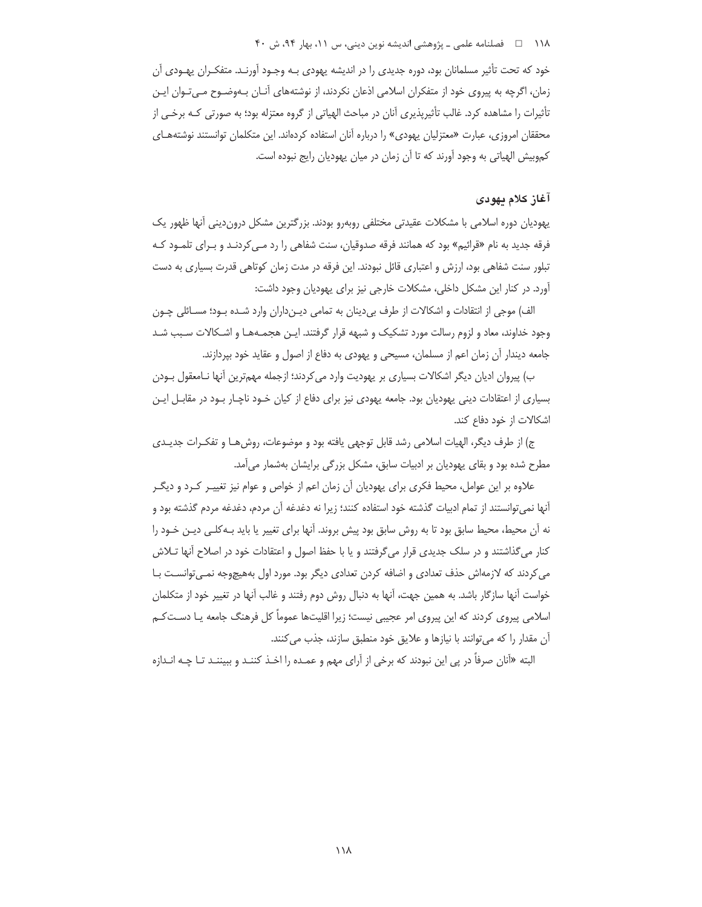خود که تحت تأثیر مسلمانان بود، دوره جدیدی را در اندیشه یهودی بـه وجـود آورنـد. متفکـران یهـودی آن زمان، اگرچه به پیروی خود از متفکران اسلامی اذعان نکردند، از نوشته‌های آنـان بـه‌وضـوح مـی‌تـوان ایـن تأثیرات را مشاهده کرد. غالب تأثیرپذیری آنان در مباحث الهیاتی از گروه معتزله بود؛ به صورتی کـه برخـی از محققان امروزی، عبارت «معتزلیان یهودی» را درباره آنان استفاده کرده‌اند. این متکلمان توانستند نوشته‌هـای کم‌وبیش الهیاتی به وجود آورند که تا آن زمان در میان یهودیان رایج نبوده است.

## آغاز کلام یهودی

یهودیان دوره اسلامی با مشکلات عقیدتی مختلفی روبه‌رو بودند. بزرگترین مشکل درون‌دینی آنها ظهور یک فرقه جدید به نام «قرائیم» بود که همانند فرقه صدوقیان، سنت شفاهی را رد مـی‌کردنـد و بـرای تلمـود کـه تبلور سنت شفاهی بود، ارزش و اعتباری قائل نبودند. این فرقه در مدت زمان کوتاهی قدرت بسیاری به دست آورد. در کنار این مشکل داخلی، مشکلات خارجی نیز برای یهودیان وجود داشت:

الف) موجی از انتقادات و اشکالات از طرف بی‌دینان به تمامی دیـن‌داران وارد شـده بـود؛ مسـائلی چـون وجود خداوند، معاد و لزوم رسالت مورد تشکیک و شبهه قرار گرفتند. ایـن هجمـه‌هـا و اشـکالات سـبب شـد جامعه دیندار آن زمان اعم از مسلمان، مسیحی و یهودی به دفاع از اصول و عقاید خود بپردازند.

ب) پیروان ادیان دیگر اشکالات بسیاری بر یهودیت وارد می‌کردند؛ ازجمله مهم‌ترین آنها نـامعقول بـودن بسیاری از اعتقادات دینی یهودیان بود. جامعه یهودی نیز برای دفاع از کیان خـود ناچـار بـود در مقابـل ایـن اشکالات از خود دفاع کند.

ج) از طرف دیگر، الهیات اسلامی رشد قابل توجهی یافته بود و موضوعات، روش‌هـا و تفکـرات جدیـدی مطرح شده بود و بقای یهودیان بر ادبیات سابق، مشکل بزرگی برایشان به‌شمار می‌آمد.

علاوه بر این عوامل، محیط فکری برای یهودیان آن زمان اعم از خواص و عوام نیز تغییـر کـرد و دیگـر آنها نمی‌توانستند از تمام ادبیات گذشته خود استفاده کنند؛ زیرا نه دغدغه آن مردم، دغدغه مردم گذشته بود و نه آن محیط، محیط سابق بود تا به روش سابق بود پیش بروند. آنها برای تغییر یا باید بـه‌کلـی دیـن خـود را کنار می‌گذاشتند و در سلک جدیدی قرار می‌گرفتند و یا با حفظ اصول و اعتقادات خود در اصلاح آنها تـلاش می‌کردند که لازمه‌اش حذف تعدادی و اضافه کردن تعدادی دیگر بود. مورد اول به‌هیچ‌وجه نمـی‌توانسـت بـا خواست آنها سازگار باشد. به همین جهت، آنها به دنبال روش دوم رفتند و غالب آنها در تغییر خود از متکلمان اسلامی پیروی کردند که این پیروی امر عجیبی نیست؛ زیرا اقلیت‌ها عموماً کل فرهنگ جامعه یـا دسـت‌کـم آن مقدار را که می‌توانند با نیازها و علایق خود منطبق سازند، جذب می‌کنند.

البته «آنان صرفاً در پی این نبودند که برخی از آرای مهم و عمـده را اخـذ کننـد و ببیننـد تـا چـه انـدازه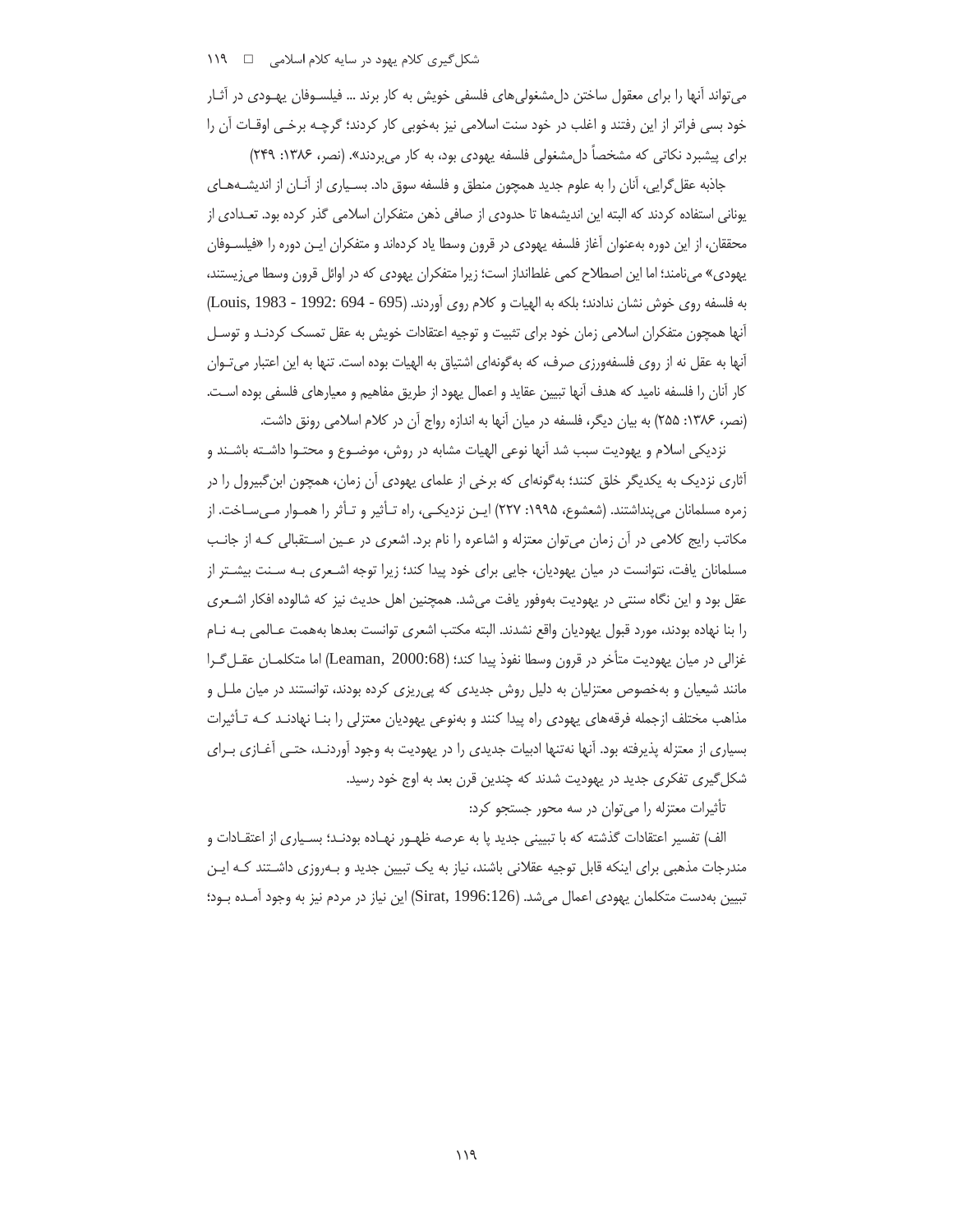می‌تواند آنها را برای معقول ساختن دل‌مشغولی‌های فلسفی خویش به کار برند ... فیلسوفان یهودی در آثار خود بسی فراتر از این رفتند و اغلب در خود سنت اسلامی نیز به‌خوبی کار کردند؛ گرچه برخی اوقات آن را برای پیشبرد نکاتی که مشخصاً دل‌مشغولی فلسفه یهودی بود، به کار می‌بردند». (نصر، ۱۳۸۶: ۲۴۹)

جاذبه عقل‌گرایی، آنان را به علوم جدید همچون منطق و فلسفه سوق داد. بسیاری از آنان از اندیشه‌های یونانی استفاده کردند که البته این اندیشه‌ها تا حدودی از صافی ذهن متفکران اسلامی گذر کرده بود. تعدادی از محققان، از این دوره به‌عنوان آغاز فلسفه یهودی در قرون وسطا یاد کرده‌اند و متفکران این دوره را «فیلسوفان یهودی» می‌نامند؛ اما این اصطلاح کمی غلط‌انداز است؛ زیرا متفکران یهودی که در اوائل قرون وسطا می‌زیستند، به فلسفه روی خوش نشان ندادند؛ بلکه به الهیات و کلام روی آوردند. (Louis, 1983 - 1992: 694 - 695) آنها همچون متفکران اسلامی زمان خود برای تثبیت و توجیه اعتقادات خویش به عقل تمسک کردند و توسل آنها به عقل نه از روی فلسفه‌ورزی صرف، که به‌گونه‌ای اشتیاق به الهیات بوده است. تنها به این اعتبار می‌توان کار آنان را فلسفه نامید که هدف آنها تبیین عقاید و اعمال یهود از طریق مفاهیم و معیارهای فلسفی بوده است. (نصر، ۱۳۸۶: ۲۵۵) به بیان دیگر، فلسفه در میان آنها به اندازه رواج آن در کلام اسلامی رونق داشت.

نزدیکی اسلام و یهودیت سبب شد آنها نوعی الهیات مشابه در روش، موضوع و محتوا داشته باشند و آثاری نزدیک به یکدیگر خلق کنند؛ به‌گونه‌ای که برخی از علمای یهودی آن زمان، همچون ابن‌گبیرول را در زمره مسلمانان می‌پنداشتند. (شعشوع، ۱۹۹۵: ۲۲۷) این نزدیکی، راه تأثیر و تأثر را هموار می‌ساخت. از مکاتب رایج کلامی در آن زمان می‌توان معتزله و اشاعره را نام برد. اشعری در عین استقبالی که از جانب مسلمانان یافت، نتوانست در میان یهودیان، جایی برای خود پیدا کند؛ زیرا توجه اشعری به سنت بیشتر از عقل بود و این نگاه سنتی در یهودیت به‌وفور یافت می‌شد. همچنین اهل حدیث نیز که شالوده افکار اشعری را بنا نهاده بودند، مورد قبول یهودیان واقع نشدند. البته مکتب اشعری توانست بعدها به‌همت عالمی به نام غزالی در میان یهودیت متأخر در قرون وسطا نفوذ پیدا کند؛ (Leaman, 2000:68) اما متکلمان عقل‌گرا مانند شیعیان و به‌خصوص معتزلیان به دلیل روش جدیدی که پی‌ریزی کرده بودند، توانستند در میان ملل و مذاهب مختلف ازجمله فرقه‌های یهودی راه پیدا کنند و به‌نوعی یهودیان معتزلی را بنا نهادند که تأثیرات بسیاری از معتزله پذیرفته بود. آنها نه‌تنها ادبیات جدیدی را در یهودیت به وجود آوردند، حتی آغازی برای شکل‌گیری تفکری جدید در یهودیت شدند که چندین قرن بعد به اوج خود رسید.

تأثیرات معتزله را می‌توان در سه محور جستجو کرد:

الف) تفسیر اعتقادات گذشته که با تبیینی جدید پا به عرصه ظهور نهاده بودند؛ بسیاری از اعتقادات و مندرجات مذهبی برای اینکه قابل توجیه عقلانی باشند، نیاز به یک تبیین جدید و به‌روزی داشتند که این تبیین به‌دست متکلمان یهودی اعمال می‌شد. (Sirat, 1996:126) این نیاز در مردم نیز به وجود آمده بود؛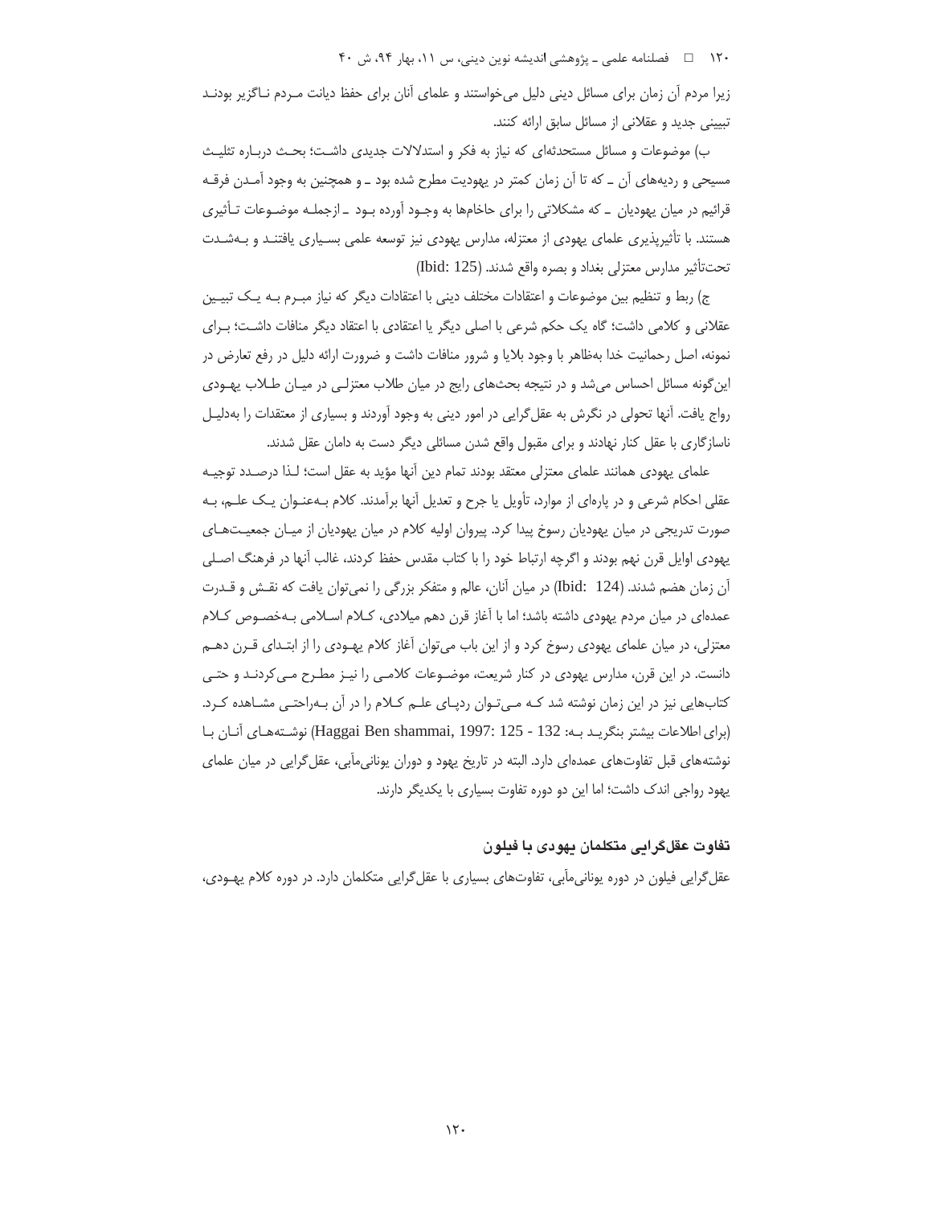زیرا مردم آن زمان برای مسائل دینی دلیل می‌خواستند و علمای آنان برای حفظ دیانت مـردم نـاگزیر بودنـد تبیینی جدید و عقلانی از مسائل سابق ارائه کنند.

ب) موضوعات و مسائل مستحدثه‌ای که نیاز به فکر و استدلالات جدیدی داشـت؛ بحـث دربـاره تثلیـث مسیحی و ردیه‌های آن ـ که تا آن زمان کمتر در یهودیت مطرح شده بود ـ و همچنین به وجود آمـدن فرقـه قرائیم در میان یهودیان ـ که مشکلاتی را برای حاخام‌ها به وجـود آورده بـود ـ ازجملـه موضـوعات تـأثیری هستند. با تأثیرپذیری علمای یهودی از معتزله، مدارس یهودی نیز توسعه علمی بسـیاری یافتنـد و بـه‌شـدت تحت‌تأثیر مدارس معتزلی بغداد و بصره واقع شدند. (Ibid: 125)

ج) ربط و تنظیم بین موضوعات و اعتقادات مختلف دینی با اعتقادات دیگر که نیاز مبـرم بـه یـک تبیـین عقلانی و کلامی داشت؛ گاه یک حکم شرعی با اصلی دیگر یا اعتقادی با اعتقاد دیگر منافات داشـت؛ بـرای نمونه، اصل رحمانیت خدا به‌ظاهر با وجود بلایا و شرور منافات داشت و ضرورت ارائه دلیل در رفع تعارض در این‌گونه مسائل احساس می‌شد و در نتیجه بحث‌های رایج در میان طلاب معتزلـی در میـان طـلاب یهـودی رواج یافت. آنها تحولی در نگرش به عقل‌گرایی در امور دینی به وجود آوردند و بسیاری از معتقدات را به‌دلیـل ناسازگاری با عقل کنار نهادند و برای مقبول واقع شدن مسائلی دیگر دست به دامان عقل شدند.

علمای یهودی همانند علمای معتزلی معتقد بودند تمام دین آنها مؤید به عقل است؛ لـذا درصـدد توجیـه عقلی احکام شرعی و در پاره‌ای از موارد، تأویل یا جرح و تعدیل آنها برآمدند. کلام بـه‌عنـوان یـک علـم، بـه صورت تدریجی در میان یهودیان رسوخ پیدا کرد. پیروان اولیه کلام در میان یهودیان از میـان جمعیـت‌هـای یهودی اوایل قرن نهم بودند و اگرچه ارتباط خود را با کتاب مقدس حفظ کردند، غالب آنها در فرهنگ اصـلی آن زمان هضم شدند. (Ibid: 124) در میان آنان، عالم و متفکر بزرگی را نمی‌توان یافت که نقـش و قـدرت عمده‌ای در میان مردم یهودی داشته باشد؛ اما با آغاز قرن دهم میلادی، کـلام اسـلامی بـه‌خصـوص کـلام معتزلی، در میان علمای یهودی رسوخ کرد و از این باب می‌توان آغاز کلام یهـودی را از ابتـدای قـرن دهـم دانست. در این قرن، مدارس یهودی در کنار شریعت، موضـوعات کلامـی را نیـز مطـرح مـی‌کردنـد و حتـی کتاب‌هایی نیز در این زمان نوشته شد کـه مـی‌تـوان ردپـای علـم کـلام را در آن بـه‌راحتـی مشـاهده کـرد. (برای اطلاعات بیشتر بنگریـد بـه: Haggai Ben shammai, 1997: 125 - 132) نوشـته‌هـای آنـان بـا نوشته‌های قبل تفاوت‌های عمده‌ای دارد. البته در تاریخ یهود و دوران یونانی‌مآبی، عقل‌گرایی در میان علمای یهود رواجی اندک داشت؛ اما این دو دوره تفاوت بسیاری با یکدیگر دارند.

### تفاوت عقل‌گرایی متکلمان یهودی با فیلون

عقل‌گرایی فیلون در دوره یونانی‌مآبی، تفاوت‌های بسیاری با عقل‌گرایی متکلمان دارد. در دوره کلام یهـودی،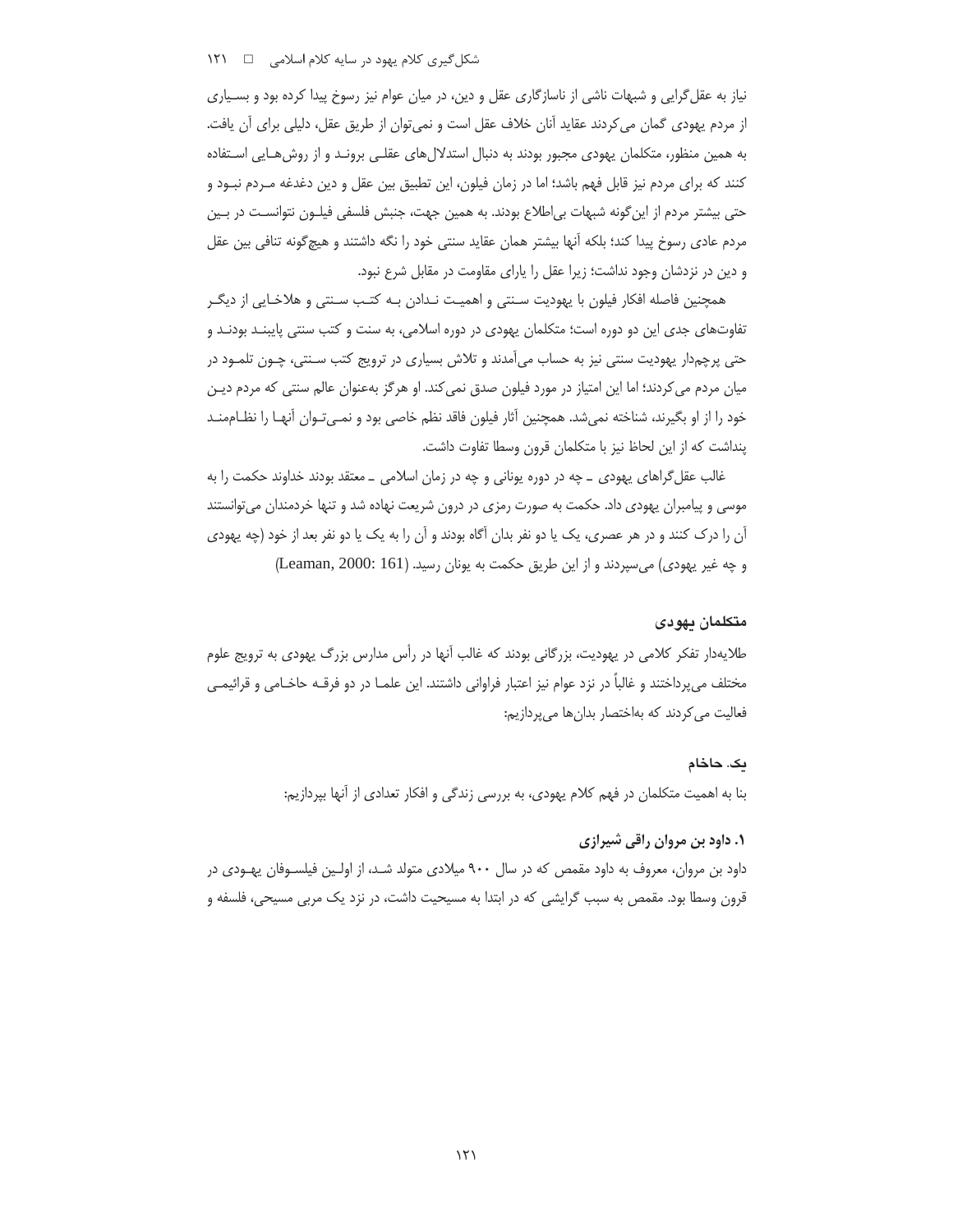نیاز به عقل‌گرایی و شبهات ناشی از ناسازگاری عقل و دین، در میان عوام نیز رسوخ پیدا کرده بود و بسیاری از مردم یهودی گمان می‌کردند عقاید آنان خلاف عقل است و نمی‌توان از طریق عقل، دلیلی برای آن یافت. به همین منظور، متکلمان یهودی مجبور بودند به دنبال استدلال‌های عقلی بروند و از روش‌هایی استفاده کنند که برای مردم نیز قابل فهم باشد؛ اما در زمان فیلون، این تطبیق بین عقل و دین دغدغه مردم نبود و حتی بیشتر مردم از این‌گونه شبهات بی‌اطلاع بودند. به همین جهت، جنبش فلسفی فیلون نتوانست در بین مردم عادی رسوخ پیدا کند؛ بلکه آنها بیشتر همان عقاید سنتی خود را نگه داشتند و هیچ‌گونه تنافی بین عقل و دین در نزدشان وجود نداشت؛ زیرا عقل را یارای مقاومت در مقابل شرع نبود.

همچنین فاصله افکار فیلون با یهودیت سنتی و اهمیت ندادن به کتب سنتی و هلاخایی از دیگر تفاوت‌های جدی این دو دوره است؛ متکلمان یهودی در دوره اسلامی، به سنت و کتب سنتی پایبند بودند و حتی پرچم‌دار یهودیت سنتی نیز به حساب می‌آمدند و تلاش بسیاری در ترویج کتب سنتی، چون تلمود در میان مردم می‌کردند؛ اما این امتیاز در مورد فیلون صدق نمی‌کند. او هرگز به‌عنوان عالم سنتی که مردم دین خود را از او بگیرند، شناخته نمی‌شد. همچنین آثار فیلون فاقد نظم خاصی بود و نمی‌توان آنها را نظام‌مند پنداشت که از این لحاظ نیز با متکلمان قرون وسطا تفاوت داشت.

غالب عقل‌گراهای یهودی ـ چه در دوره یونانی و چه در زمان اسلامی ـ معتقد بودند خداوند حکمت را به موسی و پیامبران یهودی داد. حکمت به صورت رمزی در درون شریعت نهاده شد و تنها خردمندان می‌توانستند آن را درک کنند و در هر عصری، یک یا دو نفر بدان آگاه بودند و آن را به یک یا دو نفر بعد از خود (چه یهودی و چه غیر یهودی) می‌سپردند و از این طریق حکمت به یونان رسید. (Leaman, 2000: 161)

## متکلمان یهودی

طلایه‌دار تفکر کلامی در یهودیت، بزرگانی بودند که غالب آنها در رأس مدارس بزرگ یهودی به ترویج علوم مختلف می‌پرداختند و غالباً در نزد عوام نیز اعتبار فراوانی داشتند. این علما در دو فرقه حاخامی و قرائیمی فعالیت می‌کردند که به‌اختصار بدان‌ها می‌پردازیم:

### یک. حاخام

بنا به اهمیت متکلمان در فهم کلام یهودی، به بررسی زندگی و افکار تعدادی از آنها بپردازیم:

#### ۱. داود بن مروان راقی شیرازی

داود بن مروان، معروف به داود مقمص که در سال ۹۰۰ میلادی متولد شد، از اولین فیلسوفان یهودی در قرون وسطا بود. مقمص به سبب گرایشی که در ابتدا به مسیحیت داشت، در نزد یک مربی مسیحی، فلسفه و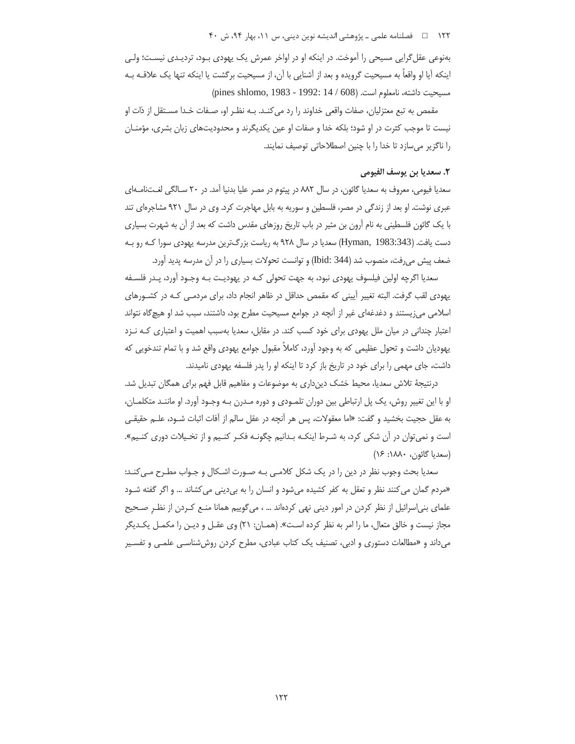به‌نوعی عقل‌گرایی مسیحی را آموخت. در اینکه او در اواخر عمرش یک یهودی بود، تردیدی نیست؛ ولی اینکه آیا او واقعاً به مسیحیت گرویده و بعد از آشنایی با آن، از مسیحیت برگشت یا اینکه تنها یک علاقه به مسیحیت داشته، نامعلوم است. (pines shlomo, 1983 - 1992: 14 / 608)

مقمص به تبع معتزلیان، صفات واقعی خداوند را رد می‌کند. به نظر او، صفات خدا مستقل از ذات او نیست تا موجب کثرت در او شود؛ بلکه خدا و صفات او عین یکدیگرند و محدودیت‌های زبان بشری، مؤمنان را ناگزیر می‌سازد تا خدا را با چنین اصطلاحاتی توصیف نمایند.

### ۲. سعدیا بن یوسف الفیومی

سعدیا فیومی، معروف به سعدیا گائون، در سال ۸۸۲ در پیتوم در مصر علیا بدنیا آمد. در ۲۰ سالگی لغت‌نامه‌ای عبری نوشت. او بعد از زندگی در مصر، فلسطین و سوریه به بابل مهاجرت کرد. وی در سال ۹۲۱ مشاجره‌ای تند با یک گائون فلسطینی به نام آرون بن مئیر در باب تاریخ روزهای مقدس داشت که بعد از آن به شهرت بسیاری دست یافت. (Hyman, 1983:343) سعدیا در سال ۹۲۸ به ریاست بزرگ‌ترین مدرسه یهودی سورا که رو به ضعف پیش می‌رفت، منصوب شد (Ibid: 344) و توانست تحولات بسیاری را در آن مدرسه پدید آورد.

سعدیا اگرچه اولین فیلسوف یهودی نبود، به جهت تحولی که در یهودیت به وجود آورد، پدر فلسفه یهودی لقب گرفت. البته تغییر آیینی که مقمص حداقل در ظاهر انجام داد، برای مردمی که در کشورهای اسلامی می‌زیستند و دغدغه‌ای غیر از آنچه در جوامع مسیحیت مطرح بود، داشتند، سبب شد او هیچ‌گاه نتواند اعتبار چندانی در میان ملل یهودی برای خود کسب کند. در مقابل، سعدیا به‌سبب اهمیت و اعتباری که نزد یهودیان داشت و تحول عظیمی که به وجود آورد، کاملاً مقبول جوامع یهودی واقع شد و با تمام تندخویی که داشت، جای مهمی را برای خود در تاریخ باز کرد تا اینکه او را پدر فلسفه یهودی نامیدند.

درنتیجهٔ تلاش سعدیا، محیط خشک دین‌داری به موضوعات و مفاهیم قابل فهم برای همگان تبدیل شد. او با این تغییر روش، یک پل ارتباطی بین دوران تلمودی و دوره مدرن به وجود آورد. او مانند متکلمان، به عقل حجیت بخشید و گفت: «اما معقولات، پس هر آنچه در عقل سالم از آفات اثبات شود، علم حقیقی است و نمی‌توان در آن شکی کرد، به شرط اینکه بدانیم چگونه فکر کنیم و از تخیلات دوری کنیم». (سعدیا گائون، ۱۸۸۰: ۱۶)

سعدیا بحث وجوب نظر در دین را در یک شکل کلامی به صورت اشکال و جواب مطرح می‌کند: «مردم گمان می‌کنند نظر و تعقل به کفر کشیده می‌شود و انسان را به بی‌دینی می‌کشاند ... و اگر گفته شود علمای بنی‌اسرائیل از نظر کردن در امور دینی نهی کرده‌اند ... ، می‌گوییم همانا منع کردن از نظرِ صحیح مجاز نیست و خالق متعال، ما را امر به نظر کرده است». (همان: ۲۱) وی عقل و دین را مکمل یکدیگر می‌داند و «مطالعات دستوری و ادبی، تصنیف یک کتاب عبادی، مطرح کردن روش‌شناسی علمی و تفسیر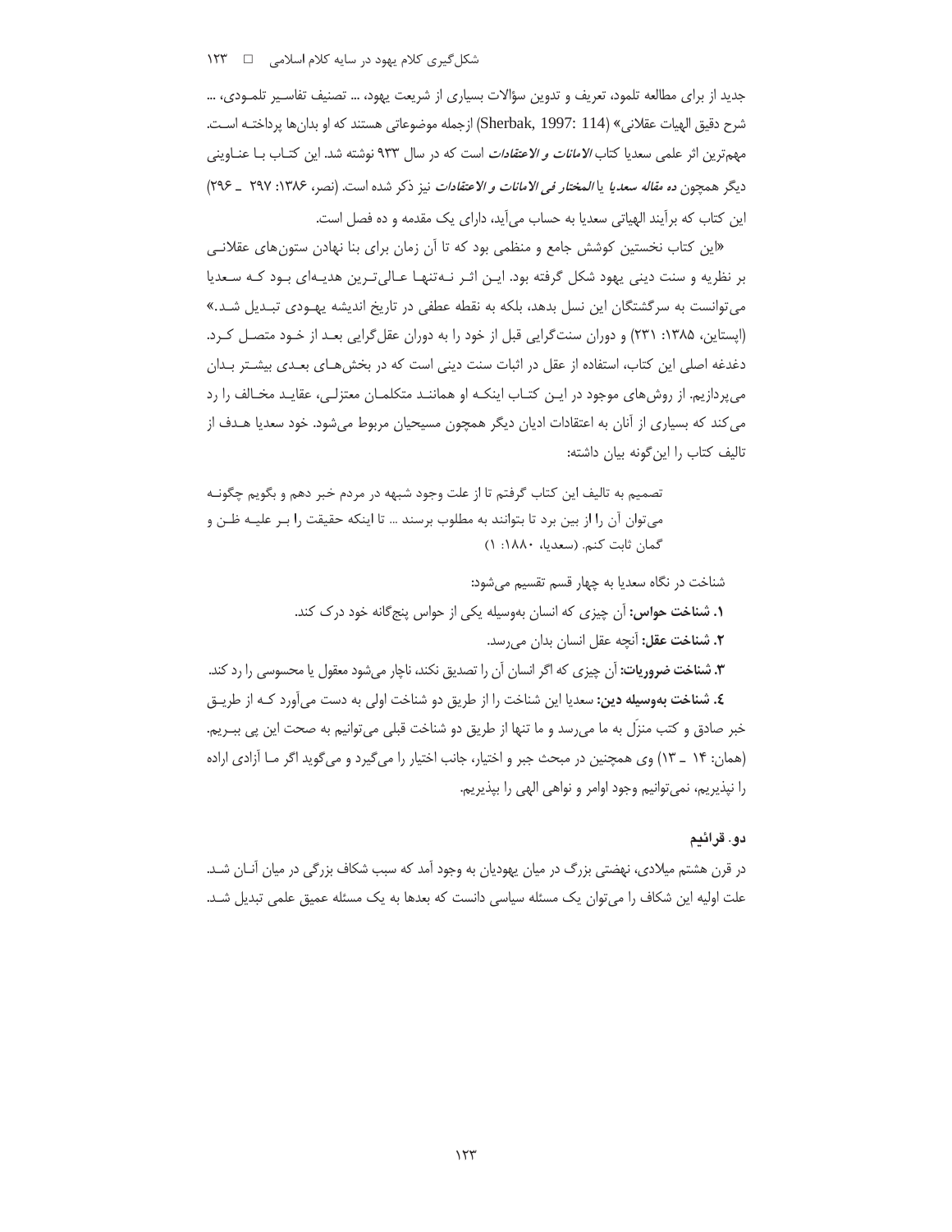جدید از برای مطالعه تلمود، تعریف و تدوین سؤالات بسیاری از شریعت یهود، ... تصنیف تفاسیر تلمودی، ... شرح دقیق الهیات عقلانی» (Sherbak, 1997: 114) ازجمله موضوعاتی هستند که او بدان‌ها پرداخته است. مهم‌ترین اثر علمی سعدیا کتاب *الامانات و الاعتقادات* است که در سال ۹۳۳ نوشته شد. این کتاب با عناوینی دیگر همچون *ده مقاله سعدیا* یا *المختار فی الامانات و الاعتقادات* نیز ذکر شده است. (نصر، ۱۳۸۶: ۲۹۷ ـ ۲۹۶) این کتاب که برآیند الهیاتی سعدیا به حساب می‌آید، دارای یک مقدمه و ده فصل است.

«این کتاب نخستین کوشش جامع و منظمی بود که تا آن زمان برای بنا نهادن ستون‌های عقلانی بر نظریه و سنت دینی یهود شکل گرفته بود. این اثر نه‌تنها عالی‌ترین هدیه‌ای بود که سعدیا می‌توانست به سرگشتگان این نسل بدهد، بلکه به نقطه عطفی در تاریخ اندیشه یهودی تبدیل شد.» (اپستاین، ۱۳۸۵: ۲۳۱) و دوران سنت‌گرایی قبل از خود را به دوران عقل‌گرایی بعد از خود متصل کرد. دغدغه اصلی این کتاب، استفاده از عقل در اثبات سنت دینی است که در بخش‌های بعدی بیشتر بدان می‌پردازیم. از روش‌های موجود در این کتاب اینکه او همانند متکلمان معتزلی، عقاید مخالف را رد می‌کند که بسیاری از آنان به اعتقادات ادیان دیگر همچون مسیحیان مربوط می‌شود. خود سعدیا هدف از تالیف کتاب را این‌گونه بیان داشته:

> تصمیم به تالیف این کتاب گرفتم تا از علت وجود شبهه در مردم خبر دهم و بگویم چگونه می‌توان آن را از بین برد تا بتوانند به مطلوب برسند ... تا اینکه حقیقت را بر علیه ظن و گمان ثابت کنم. (سعدیا، ۱۸۸۰: ۱)

شناخت در نگاه سعدیا به چهار قسم تقسیم می‌شود:

۱. **شناخت حواس:** آن چیزی که انسان به‌وسیله یکی از حواس پنج‌گانه خود درک کند.

۲. **شناخت عقل:** آنچه عقل انسان بدان می‌رسد.

۳. **شناخت ضروریات:** آن چیزی که اگر انسان آن را تصدیق نکند، ناچار می‌شود معقول یا محسوسی را رد کند.

٤. **شناخت به‌وسیله دین:** سعدیا این شناخت را از طریق دو شناخت اولی به دست می‌آورد که از طریق خبر صادق و کتب منزَل به ما می‌رسد و ما تنها از طریق دو شناخت قبلی می‌توانیم به صحت این پی ببریم. (همان: ۱۴ ـ ۱۳) وی همچنین در مبحث جبر و اختیار، جانب اختیار را می‌گیرد و می‌گوید اگر ما آزادی اراده را نپذیریم، نمی‌توانیم وجود اوامر و نواهی الهی را بپذیریم.

### دو. قرائیم

در قرن هشتم میلادی، نهضتی بزرگ در میان یهودیان به وجود آمد که سبب شکاف بزرگی در میان آنان شد. علت اولیه این شکاف را می‌توان یک مسئله سیاسی دانست که بعدها به یک مسئله عمیق علمی تبدیل شد.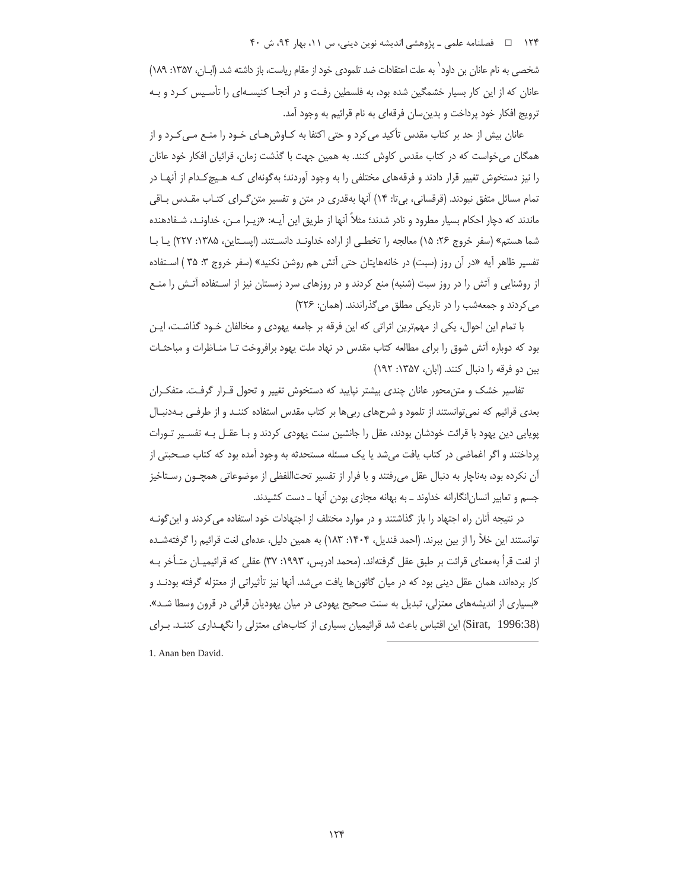شخصی به نام عانان بن داود[1] به علت اعتقادات ضد تلمودی خود از مقام ریاست، باز داشته شد. (ابـان، ۱۳۵۷: ۱۸۹) عانان که از این کار بسیار خشمگین شده بود، به فلسطین رفـت و در آنجـا کنیسـه‌ای را تأسـیس کـرد و بـه ترویج افکار خود پرداخت و بدین‌سان فرقه‌ای به نام قرائیم به وجود آمد.

عانان بیش از حد بر کتاب مقدس تأکید می‌کرد و حتی اکتفا به کـاوش‌هـای خـود را منـع مـی‌کـرد و از همگان می‌خواست که در کتاب مقدس کاوش کنند. به همین جهت با گذشت زمان، قرائیان افکار خود عانان را نیز دستخوش تغییر قرار دادند و فرقه‌های مختلفی را به وجود آوردند؛ به‌گونه‌ای کـه هـیچ‌کـدام از آنهـا در تمام مسائل متفق نبودند. (قرقسانی، بی‌تا: ۱۴) آنها به‌قدری در متن و تفسیر متن‌گـرای کتـاب مقـدس بـاقی ماندند که دچار احکام بسیار مطرود و نادر شدند؛ مثلاً آنها از طریق این آیـه: «زیـرا مـن، خداونـد، شـفادهنده شما هستم» (سفر خروج ۲۶: ۱۵) معالجه را تخطـی از اراده خداونـد دانسـتند. (اپسـتاین، ۱۳۸۵: ۲۲۷) یـا بـا تفسیر ظاهر آیه «در آن روز (سبت) در خانه‌هایتان حتی آتش هم روشن نکنید» (سفر خروج ۳: ۳۵ ) اسـتفاده از روشنایی و آتش را در روز سبت (شنبه) منع کردند و در روزهای سرد زمستان نیز از اسـتفاده آتـش را منـع می‌کردند و جمعه‌شب را در تاریکی مطلق می‌گذراندند. (همان: ۲۲۶)

با تمام این احوال، یکی از مهم‌ترین اثراتی که این فرقه بر جامعه یهودی و مخالفان خـود گذاشـت، ایـن بود که دوباره آتش شوق را برای مطالعه کتاب مقدس در نهاد ملت یهود برافروخت تـا منـاظرات و مباحثـات بین دو فرقه را دنبال کنند. (ابان، ۱۳۵۷: ۱۹۲)

تفاسیر خشک و متن‌محور عانان چندی بیشتر نپایید که دستخوش تغییر و تحول قـرار گرفـت. متفکـران بعدی قرائیم که نمی‌توانستند از تلمود و شرح‌های ربی‌ها بر کتاب مقدس استفاده کننـد و از طرفـی بـه‌دنبـال پویایی دین یهود با قرائت خودشان بودند، عقل را جانشین سنت یهودی کردند و بـا عقـل بـه تفسـیر تـورات پرداختند و اگر اغماضی در کتاب یافت می‌شد یا یک مسئله مستحدثه به وجود آمده بود که کتاب صـحبتی از آن نکرده بود، به‌ناچار به دنبال عقل می‌رفتند و با فرار از تفسیر تحت‌اللفظی از موضوعاتی همچـون رسـتاخیز جسم و تعابیر انسان‌انگارانه خداوند ـ به بهانه مجازی بودن آنها ـ دست کشیدند.

در نتیجه آنان راه اجتهاد را باز گذاشتند و در موارد مختلف از اجتهادات خود استفاده می‌کردند و این‌گونـه توانستند این خلأ را از بین ببرند. (احمد قندیل، ۱۴۰۴: ۱۸۳) به همین دلیل، عده‌ای لغت قرائیم را گرفته‌شـده از لغت قرأ به‌معنای قرائت بر طبق عقل گرفته‌اند. (محمد ادریس، ۱۹۹۳: ۳۷) عقلی که قرائیمیـان متـأخر بـه کار برده‌اند، همان عقل دینی بود که در میان گائون‌ها یافت می‌شد. آنها نیز تأثیراتی از معتزله گرفته بودنـد و «بسیاری از اندیشه‌های معتزلی، تبدیل به سنت صحیح یهودی در میان یهودیان قرائی در قرون وسطا شـد». (Sirat, 1996:38) این اقتباس باعث شد قرائیمیان بسیاری از کتاب‌های معتزلی را نگهـداری کننـد. بـرای

---

1. Anan ben David.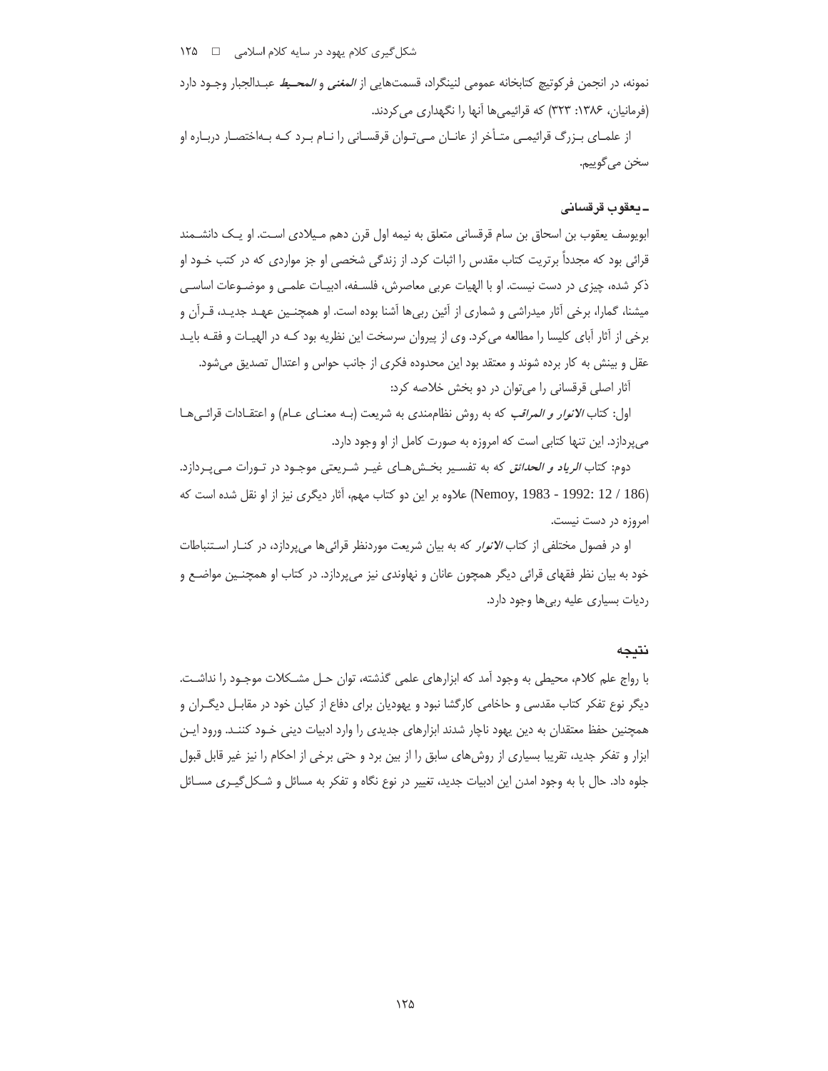نمونه، در انجمن فرکوتیچ کتابخانه عمومی لنینگراد، قسمت‌هایی از *المغنی* و *المحیط* عبدالجبار وجود دارد (فرمانیان، ۱۳۸۶: ۳۲۳) که قرائیمی‌ها آنها را نگهداری می‌کردند.

از علمای بزرگ قرائیمی متأخر از عانان می‌توان قرقسانی را نام برد که به‌اختصار درباره او سخن می‌گوییم.

### ـ یعقوب قرقسانی

ابویوسف یعقوب بن اسحاق بن سام قرقسانی متعلق به نیمه اول قرن دهم میلادی است. او یک دانشمند قرائی بود که مجدداً برتریت کتاب مقدس را اثبات کرد. از زندگی شخصی او جز مواردی که در کتب خود او ذکر شده، چیزی در دست نیست. او با الهیات عربی معاصرش، فلسفه، ادبیات علمی و موضوعات اساسی میشنا، گمارا، برخی آثار میدراشی و شماری از آئین ربی‌ها آشنا بوده است. او همچنین عهد جدید، قرآن و برخی از آثار آبای کلیسا را مطالعه می‌کرد. وی از پیروان سرسخت این نظریه بود که در الهیات و فقه باید عقل و بینش به کار برده شوند و معتقد بود این محدوده فکری از جانب حواس و اعتدال تصدیق می‌شود.

آثار اصلی قرقسانی را می‌توان در دو بخش خلاصه کرد:

اول: کتاب *الانوار و المراقب* که به روش نظام‌مندی به شریعت (به معنای عام) و اعتقادات قرائی‌ها می‌پردازد. این تنها کتابی است که امروزه به صورت کامل از او وجود دارد.

دوم: کتاب *الریاد و الحدائق* که به تفسیر بخش‌های غیر شریعتی موجود در تورات می‌پردازد. (Nemoy, 1983 - 1992: 12 / 186) علاوه بر این دو کتاب مهم، آثار دیگری نیز از او نقل شده است که امروزه در دست نیست.

او در فصول مختلفی از کتاب *الانوار* که به بیان شریعت موردنظر قرائی‌ها می‌پردازد، در کنار استنباطات خود به بیان نظر فقهای قرائی دیگر همچون عانان و نهاوندی نیز می‌پردازد. در کتاب او همچنین مواضع و ردیات بسیاری علیه ربی‌ها وجود دارد.

## نتیجه

با رواج علم کلام، محیطی به وجود آمد که ابزارهای علمی گذشته، توان حل مشکلات موجود را نداشت. دیگر نوع تفکر کتاب مقدسی و حاخامی کارگشا نبود و یهودیان برای دفاع از کیان خود در مقابل دیگران و همچنین حفظ معتقدان به دین یهود ناچار شدند ابزارهای جدیدی را وارد ادبیات دینی خود کنند. ورود این ابزار و تفکر جدید، تقریبا بسیاری از روش‌های سابق را از بین برد و حتی برخی از احکام را نیز غیر قابل قبول جلوه داد. حال با به وجود امدن این ادبیات جدید، تغییر در نوع نگاه و تفکر به مسائل و شکل‌گیری مسائل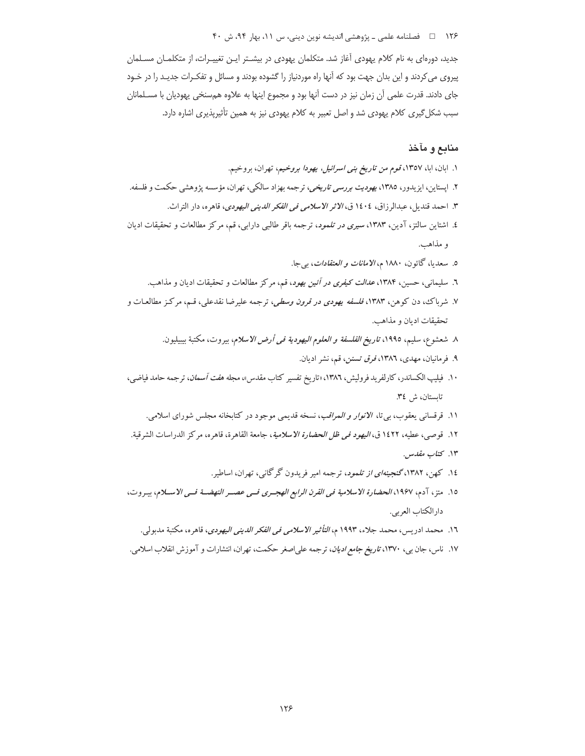جدید، دوره‌ای به نام کلام یهودی آغاز شد. متکلمان یهودی در بیشتر این تغییرات، از متکلمان مسلمان پیروی می‌کردند و این بدان جهت بود که آنها راه موردنیاز را گشوده بودند و مسائل و تفکرات جدید را در خود جای دادند. قدرت علمی آن زمان نیز در دست آنها بود و مجموع اینها به علاوه هم‌سنخی یهودیان با مسلمانان سبب شکل‌گیری کلام یهودی شد و اصل تعبیر به کلام یهودی نیز به همین تأثیرپذیری اشاره دارد.

## منابع و مآخذ

١. ابان، ابا، ١٣٥٧، *قوم من تاریخ بنی اسرائیل، یهودا بروخیم*، تهران، بروخیم.
٢. اپستاین، ایزیدور، ١٣٨٥، *یهودیت بررسی تاریخی*، ترجمه بهزاد سالکی، تهران، مؤسسه پژوهشی حکمت و فلسفه.
٣. احمد قندیل، عبدالرزاق، ١٤٠٤ ق، *الاثر الاسلامی فی الفکر الدینی الیهودی*، قاهره، دار التراث.
٤. اشتاین سالتز، آدین، ١٣٨٣، *سیری در تلمود*، ترجمه باقر طالبی دارابی، قم، مرکز مطالعات و تحقیقات ادیان و مذاهب.
٥. سعدیا، گائون، ١٨٨٠ م، *الامانات و المعتقادات*، بی‌جا.
٦. سلیمانی، حسین، ١٣٨٤، *عدالت کیفری در آئین یهود*، قم، مرکز مطالعات و تحقیقات ادیان و مذاهب.
٧. شرباک، دن کوهن، ١٣٨٣، *فلسفه یهودی در قرون وسطی*، ترجمه علیرضا نقدعلی، قم، مرکز مطالعات و تحقیقات ادیان و مذاهب.
٨. شعشوع، سلیم، ١٩٩٥، *تاریخ الفلسفة و العلوم الیهودیة فی أرض الاسلام*، بیروت، مکتبة بیبیلیون.
٩. فرمانیان، مهدی، ١٣٨٦، *فرق تسنن*، قم، نشر ادیان.
١٠. فیلیپ الکساندر، کارلفرید فرولیش، ١٣٨٦، «تاریخ تفسیر کتاب مقدس»، مجله *هفت آسمان*، ترجمه حامد فیاضی، تابستان، ش ٣٤.
١١. قرقسانی یعقوب، بی‌تا، *الانوار و المراقب*، نسخه قدیمی موجود در کتابخانه مجلس شورای اسلامی.
١٢. قوصی، عطیه، ١٤٢٢ ق، *الیهود فی ظل الحضارة الاسلامیة*، جامعة القاهرة، قاهره، مرکز الدراسات الشرقیة.
١٣. *کتاب مقدس*.
١٤. کهن، ١٣٨٢، *گنجینه‌ای از تلمود*، ترجمه امیر فریدون گرگانی، تهران، اساطیر.
١٥. متز، آدم، ١٩٦٧، *الحضارة الاسلامیة فی القرن الرابع الهجری فی عصر النهضة فی الاسلام*، بیروت، دارالکتاب العربی.
١٦. محمد ادریس، محمد جلاء، ١٩٩٣ م، *التأثیر الاسلامی فی الفکر الدینی الیهودی*، قاهره، مکتبة مدبولی.
١٧. ناس، جان بی، ١٣٧٠، *تاریخ جامع ادیان*، ترجمه علی‌اصغر حکمت، تهران، انتشارات و آموزش انقلاب اسلامی.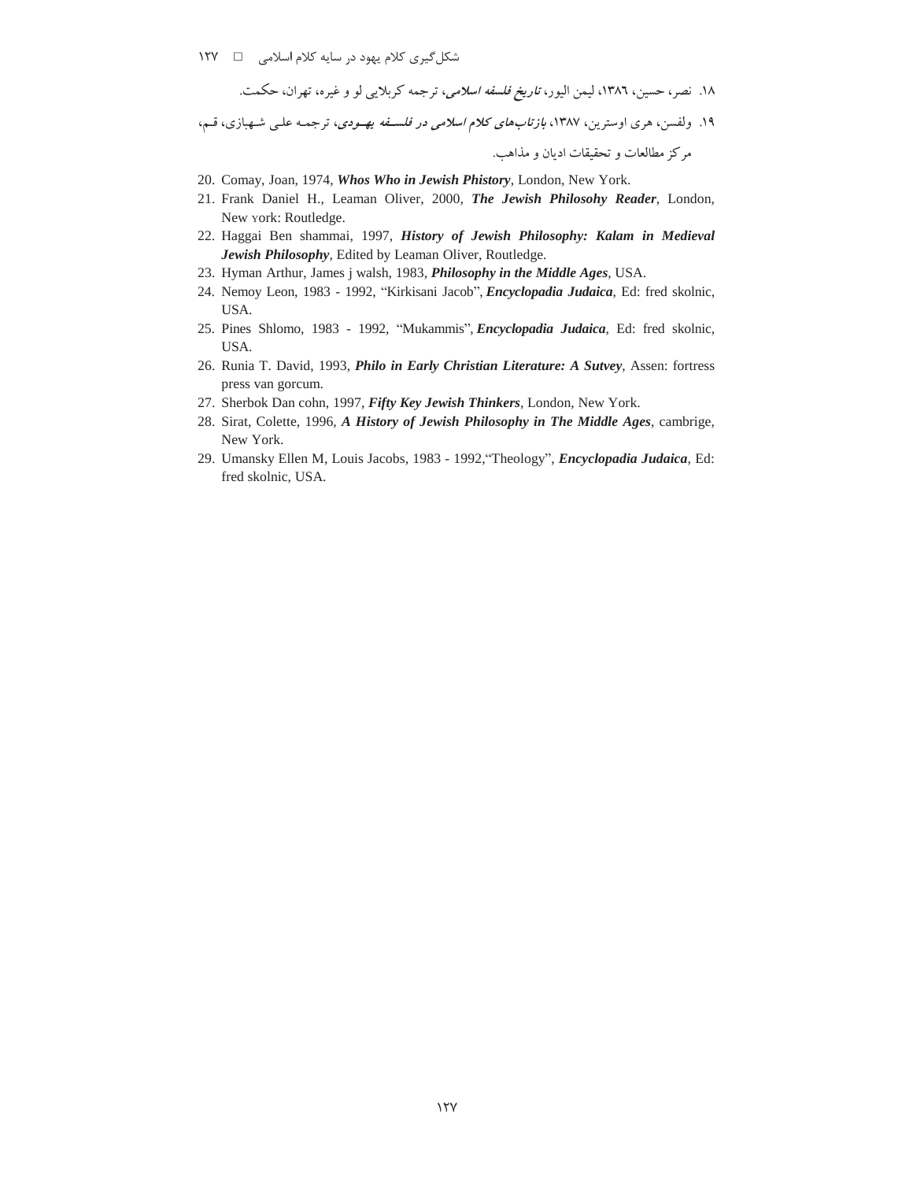۱۸. نصر، حسین، ۱۳۸٦، لیمن الیور، *تاریخ فلسفه اسلامی*، ترجمه کربلایی لو و غیره، تهران، حکمت.

۱۹. ولفسن، هری اوسترین، ۱۳۸۷، *بازتاب‌های کلام اسلامی در فلسفه یهودی*، ترجمه علی شهبازی، قم، مرکز مطالعات و تحقیقات ادیان و مذاهب.

20. Comay, Joan, 1974, ***Whos Who in Jewish Phistory***, London, New York.
21. Frank Daniel H., Leaman Oliver, 2000, ***The Jewish Philosohy Reader***, London, New York: Routledge.
22. Haggai Ben shammai, 1997, ***History of Jewish Philosophy: Kalam in Medieval Jewish Philosophy***, Edited by Leaman Oliver, Routledge.
23. Hyman Arthur, James j walsh, 1983, ***Philosophy in the Middle Ages***, USA.
24. Nemoy Leon, 1983 - 1992, "Kirkisani Jacob", ***Encyclopadia Judaica***, Ed: fred skolnic, USA.
25. Pines Shlomo, 1983 - 1992, "Mukammis", ***Encyclopadia Judaica***, Ed: fred skolnic, USA.
26. Runia T. David, 1993, ***Philo in Early Christian Literature: A Sutvey***, Assen: fortress press van gorcum.
27. Sherbok Dan cohn, 1997, ***Fifty Key Jewish Thinkers***, London, New York.
28. Sirat, Colette, 1996, ***A History of Jewish Philosophy in The Middle Ages***, cambrige, New York.
29. Umansky Ellen M, Louis Jacobs, 1983 - 1992,"Theology", ***Encyclopadia Judaica***, Ed: fred skolnic, USA.